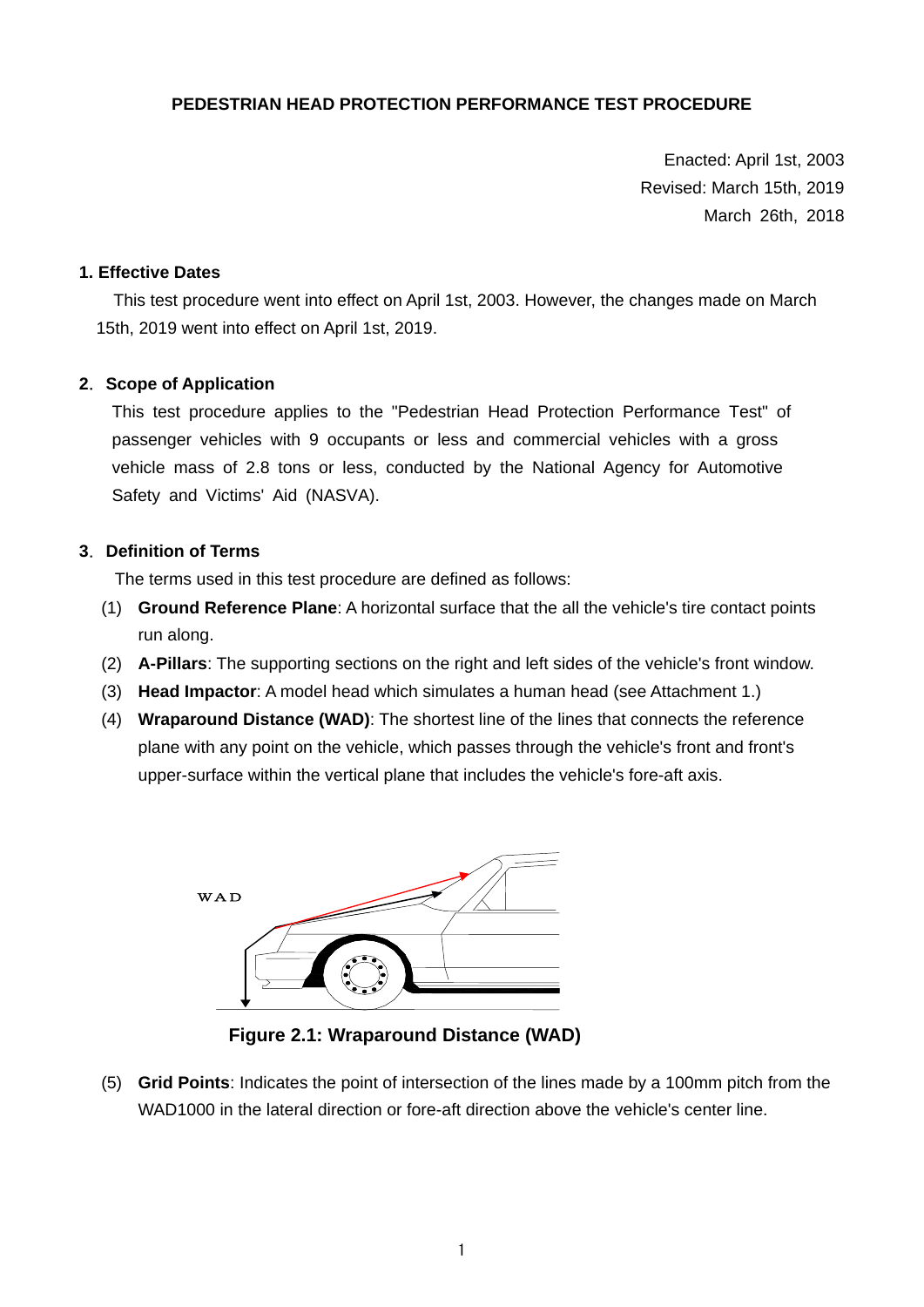**PEDESTRIAN HEAD PROTECTION PERFORMANCE TEST PROCEDURE**

Enacted: April 1st, 2003
Revised: March 15th, 2019
March 26th, 2018

## 1. Effective Dates

This test procedure went into effect on April 1st, 2003. However, the changes made on March 15th, 2019 went into effect on April 1st, 2019.

## 2. Scope of Application

This test procedure applies to the "Pedestrian Head Protection Performance Test" of passenger vehicles with 9 occupants or less and commercial vehicles with a gross vehicle mass of 2.8 tons or less, conducted by the National Agency for Automotive Safety and Victims' Aid (NASVA).

## 3. Definition of Terms

The terms used in this test procedure are defined as follows:

(1) **Ground Reference Plane**: A horizontal surface that the all the vehicle's tire contact points run along.

(2) **A-Pillars**: The supporting sections on the right and left sides of the vehicle's front window.

(3) **Head Impactor**: A model head which simulates a human head (see Attachment 1.)

(4) **Wraparound Distance (WAD)**: The shortest line of the lines that connects the reference plane with any point on the vehicle, which passes through the vehicle's front and front's upper-surface within the vertical plane that includes the vehicle's fore-aft axis.

WAD

**Figure 2.1: Wraparound Distance (WAD)**

(5) **Grid Points**: Indicates the point of intersection of the lines made by a 100mm pitch from the WAD1000 in the lateral direction or fore-aft direction above the vehicle's center line.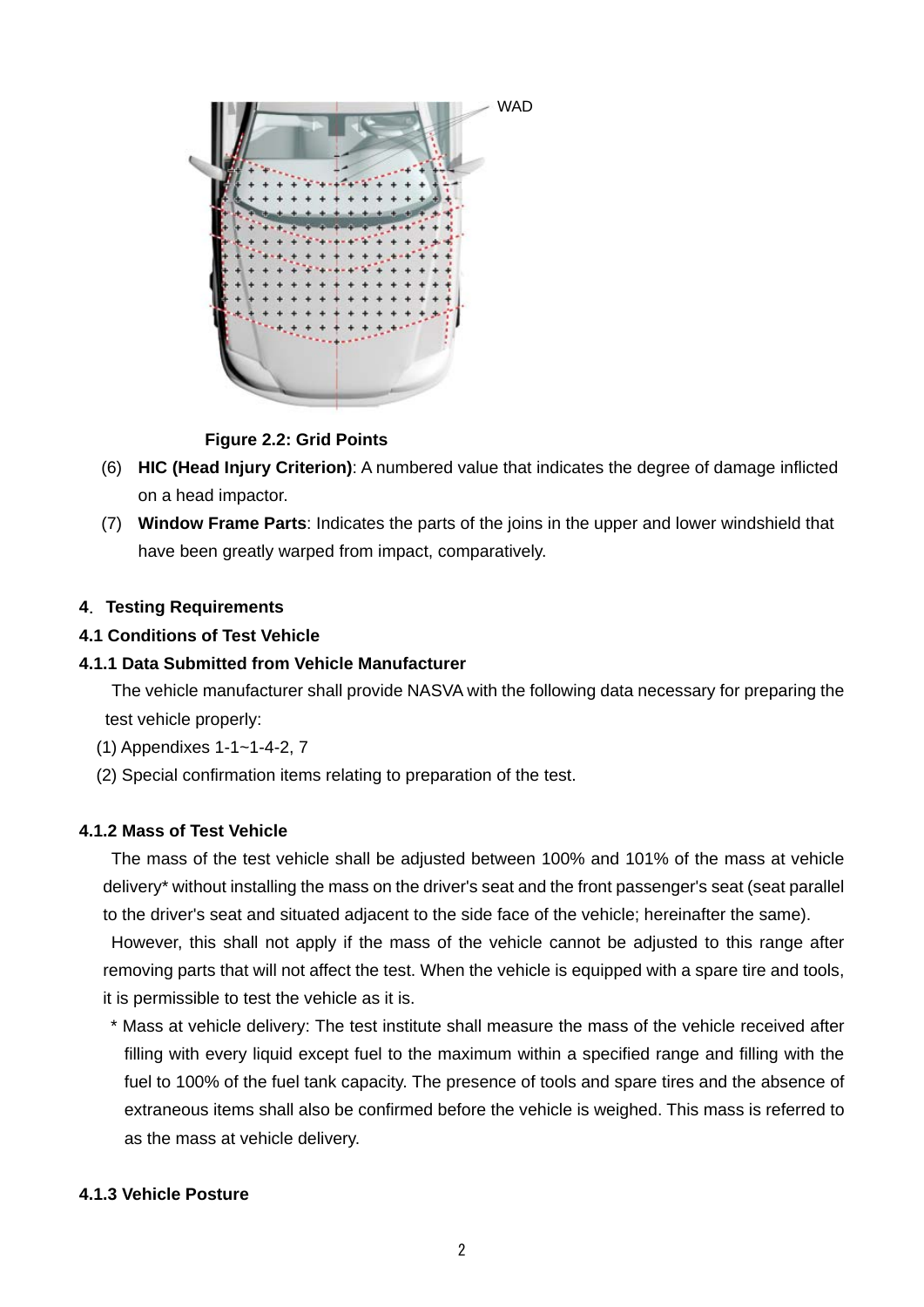WAD

**Figure 2.2: Grid Points**

(6) **HIC (Head Injury Criterion)**: A numbered value that indicates the degree of damage inflicted on a head impactor.

(7) **Window Frame Parts**: Indicates the parts of the joins in the upper and lower windshield that have been greatly warped from impact, comparatively.

## 4. Testing Requirements

### 4.1 Conditions of Test Vehicle

#### 4.1.1 Data Submitted from Vehicle Manufacturer

The vehicle manufacturer shall provide NASVA with the following data necessary for preparing the test vehicle properly:

(1) Appendixes 1-1~1-4-2, 7

(2) Special confirmation items relating to preparation of the test.

#### 4.1.2 Mass of Test Vehicle

The mass of the test vehicle shall be adjusted between 100% and 101% of the mass at vehicle delivery* without installing the mass on the driver's seat and the front passenger's seat (seat parallel to the driver's seat and situated adjacent to the side face of the vehicle; hereinafter the same).

However, this shall not apply if the mass of the vehicle cannot be adjusted to this range after removing parts that will not affect the test. When the vehicle is equipped with a spare tire and tools, it is permissible to test the vehicle as it is.

\* Mass at vehicle delivery: The test institute shall measure the mass of the vehicle received after filling with every liquid except fuel to the maximum within a specified range and filling with the fuel to 100% of the fuel tank capacity. The presence of tools and spare tires and the absence of extraneous items shall also be confirmed before the vehicle is weighed. This mass is referred to as the mass at vehicle delivery.

#### 4.1.3 Vehicle Posture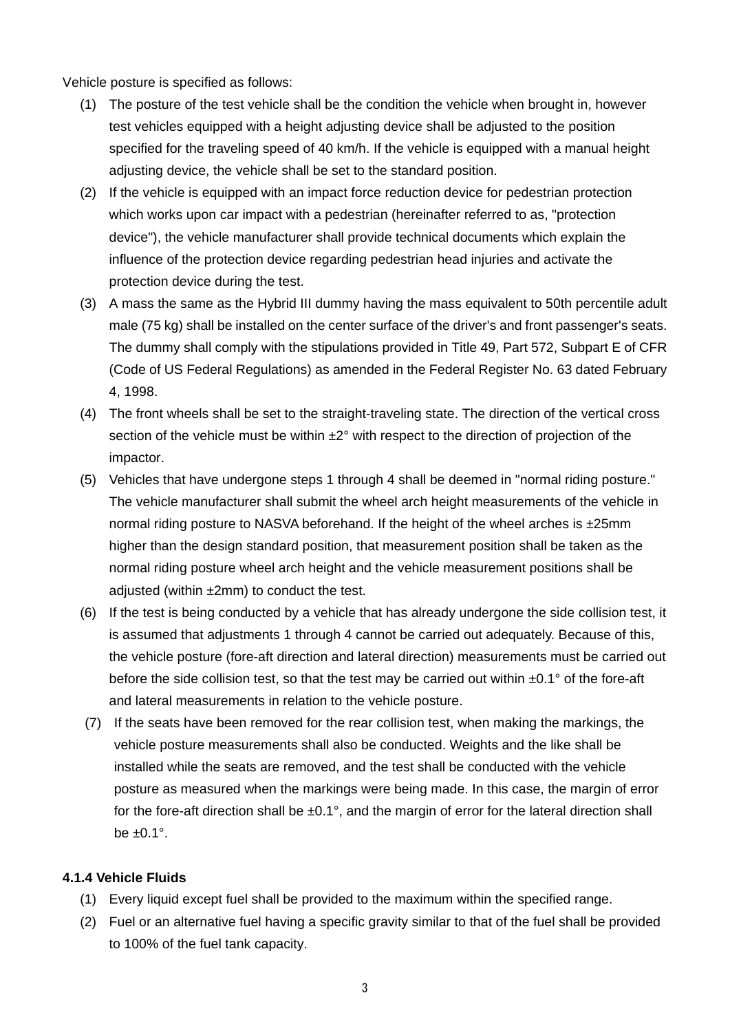Vehicle posture is specified as follows:

(1) The posture of the test vehicle shall be the condition the vehicle when brought in, however test vehicles equipped with a height adjusting device shall be adjusted to the position specified for the traveling speed of 40 km/h. If the vehicle is equipped with a manual height adjusting device, the vehicle shall be set to the standard position.

(2) If the vehicle is equipped with an impact force reduction device for pedestrian protection which works upon car impact with a pedestrian (hereinafter referred to as, "protection device"), the vehicle manufacturer shall provide technical documents which explain the influence of the protection device regarding pedestrian head injuries and activate the protection device during the test.

(3) A mass the same as the Hybrid III dummy having the mass equivalent to 50th percentile adult male (75 kg) shall be installed on the center surface of the driver's and front passenger's seats. The dummy shall comply with the stipulations provided in Title 49, Part 572, Subpart E of CFR (Code of US Federal Regulations) as amended in the Federal Register No. 63 dated February 4, 1998.

(4) The front wheels shall be set to the straight-traveling state. The direction of the vertical cross section of the vehicle must be within ±2° with respect to the direction of projection of the impactor.

(5) Vehicles that have undergone steps 1 through 4 shall be deemed in "normal riding posture." The vehicle manufacturer shall submit the wheel arch height measurements of the vehicle in normal riding posture to NASVA beforehand. If the height of the wheel arches is ±25mm higher than the design standard position, that measurement position shall be taken as the normal riding posture wheel arch height and the vehicle measurement positions shall be adjusted (within ±2mm) to conduct the test.

(6) If the test is being conducted by a vehicle that has already undergone the side collision test, it is assumed that adjustments 1 through 4 cannot be carried out adequately. Because of this, the vehicle posture (fore-aft direction and lateral direction) measurements must be carried out before the side collision test, so that the test may be carried out within ±0.1° of the fore-aft and lateral measurements in relation to the vehicle posture.

(7) If the seats have been removed for the rear collision test, when making the markings, the vehicle posture measurements shall also be conducted. Weights and the like shall be installed while the seats are removed, and the test shall be conducted with the vehicle posture as measured when the markings were being made. In this case, the margin of error for the fore-aft direction shall be ±0.1°, and the margin of error for the lateral direction shall be ±0.1°.

#### 4.1.4 Vehicle Fluids

(1) Every liquid except fuel shall be provided to the maximum within the specified range.

(2) Fuel or an alternative fuel having a specific gravity similar to that of the fuel shall be provided to 100% of the fuel tank capacity.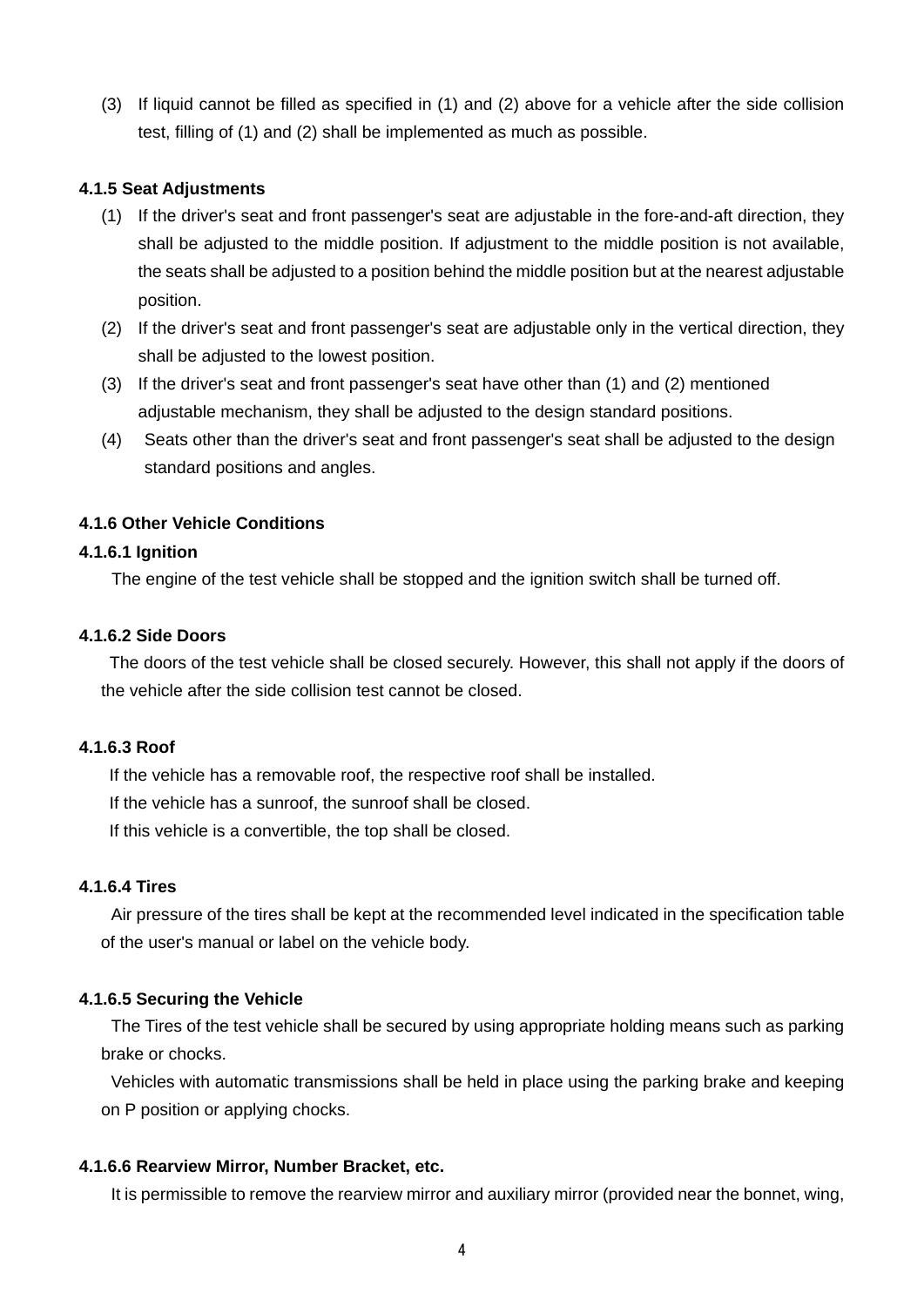(3) If liquid cannot be filled as specified in (1) and (2) above for a vehicle after the side collision test, filling of (1) and (2) shall be implemented as much as possible.

**4.1.5 Seat Adjustments**

(1) If the driver's seat and front passenger's seat are adjustable in the fore-and-aft direction, they shall be adjusted to the middle position. If adjustment to the middle position is not available, the seats shall be adjusted to a position behind the middle position but at the nearest adjustable position.

(2) If the driver's seat and front passenger's seat are adjustable only in the vertical direction, they shall be adjusted to the lowest position.

(3) If the driver's seat and front passenger's seat have other than (1) and (2) mentioned adjustable mechanism, they shall be adjusted to the design standard positions.

(4) Seats other than the driver's seat and front passenger's seat shall be adjusted to the design standard positions and angles.

**4.1.6 Other Vehicle Conditions**

**4.1.6.1 Ignition**

The engine of the test vehicle shall be stopped and the ignition switch shall be turned off.

**4.1.6.2 Side Doors**

The doors of the test vehicle shall be closed securely. However, this shall not apply if the doors of the vehicle after the side collision test cannot be closed.

**4.1.6.3 Roof**

If the vehicle has a removable roof, the respective roof shall be installed.

If the vehicle has a sunroof, the sunroof shall be closed.

If this vehicle is a convertible, the top shall be closed.

**4.1.6.4 Tires**

Air pressure of the tires shall be kept at the recommended level indicated in the specification table of the user's manual or label on the vehicle body.

**4.1.6.5 Securing the Vehicle**

The Tires of the test vehicle shall be secured by using appropriate holding means such as parking brake or chocks.

Vehicles with automatic transmissions shall be held in place using the parking brake and keeping on P position or applying chocks.

**4.1.6.6 Rearview Mirror, Number Bracket, etc.**

It is permissible to remove the rearview mirror and auxiliary mirror (provided near the bonnet, wing,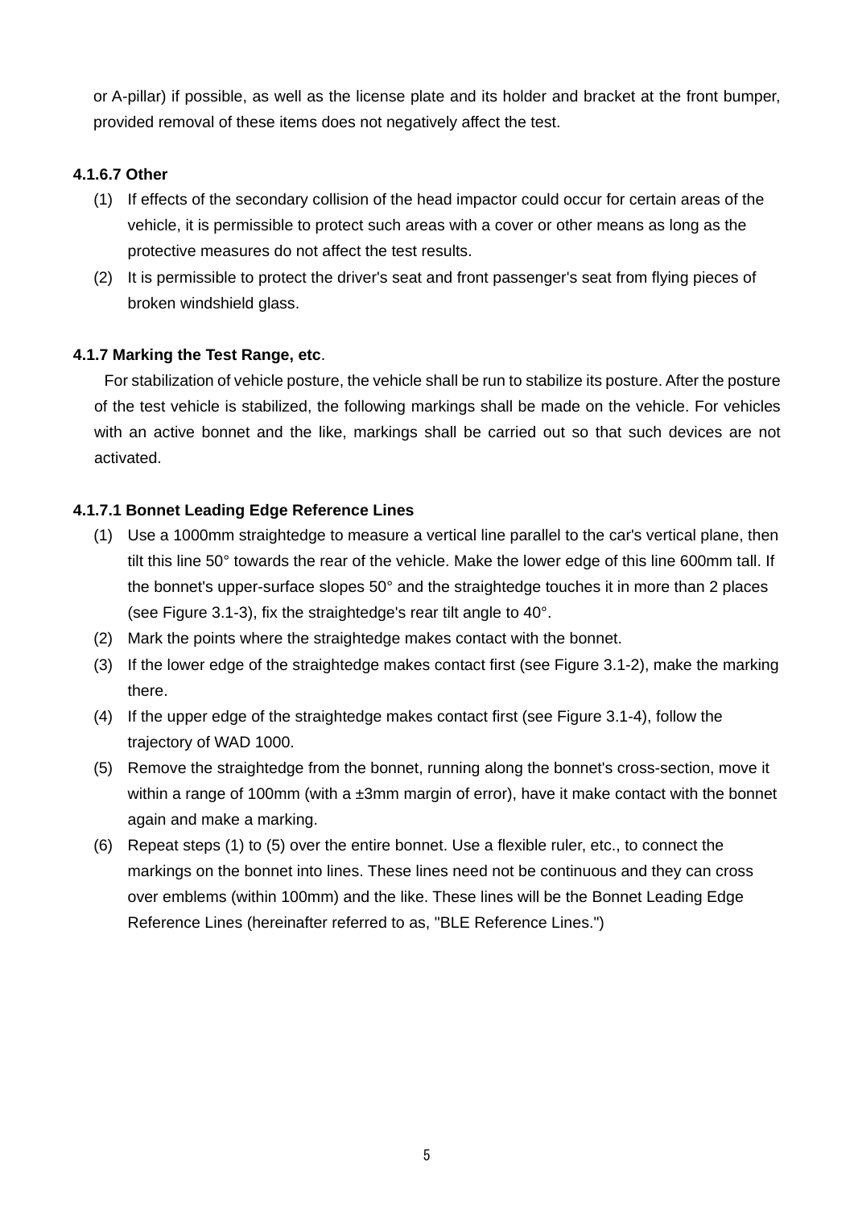or A-pillar) if possible, as well as the license plate and its holder and bracket at the front bumper, provided removal of these items does not negatively affect the test.

#### 4.1.6.7 Other

(1) If effects of the secondary collision of the head impactor could occur for certain areas of the vehicle, it is permissible to protect such areas with a cover or other means as long as the protective measures do not affect the test results.

(2) It is permissible to protect the driver's seat and front passenger's seat from flying pieces of broken windshield glass.

### 4.1.7 Marking the Test Range, etc.

For stabilization of vehicle posture, the vehicle shall be run to stabilize its posture. After the posture of the test vehicle is stabilized, the following markings shall be made on the vehicle. For vehicles with an active bonnet and the like, markings shall be carried out so that such devices are not activated.

#### 4.1.7.1 Bonnet Leading Edge Reference Lines

(1) Use a 1000mm straightedge to measure a vertical line parallel to the car's vertical plane, then tilt this line 50° towards the rear of the vehicle. Make the lower edge of this line 600mm tall. If the bonnet's upper-surface slopes 50° and the straightedge touches it in more than 2 places (see Figure 3.1-3), fix the straightedge's rear tilt angle to 40°.

(2) Mark the points where the straightedge makes contact with the bonnet.

(3) If the lower edge of the straightedge makes contact first (see Figure 3.1-2), make the marking there.

(4) If the upper edge of the straightedge makes contact first (see Figure 3.1-4), follow the trajectory of WAD 1000.

(5) Remove the straightedge from the bonnet, running along the bonnet's cross-section, move it within a range of 100mm (with a ±3mm margin of error), have it make contact with the bonnet again and make a marking.

(6) Repeat steps (1) to (5) over the entire bonnet. Use a flexible ruler, etc., to connect the markings on the bonnet into lines. These lines need not be continuous and they can cross over emblems (within 100mm) and the like. These lines will be the Bonnet Leading Edge Reference Lines (hereinafter referred to as, "BLE Reference Lines.")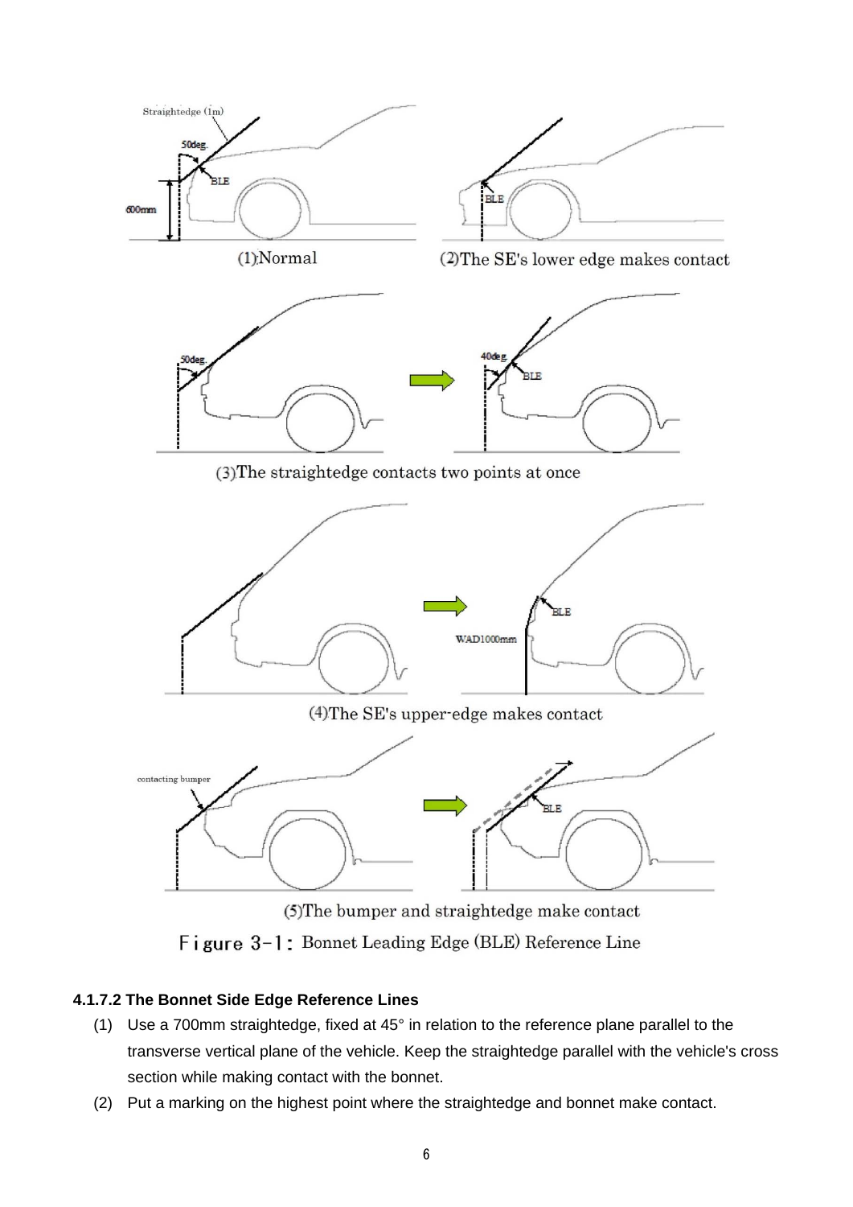Figure 3-1: Bonnet Leading Edge (BLE) Reference Line

#### 4.1.7.2 The Bonnet Side Edge Reference Lines

(1) Use a 700mm straightedge, fixed at 45° in relation to the reference plane parallel to the transverse vertical plane of the vehicle. Keep the straightedge parallel with the vehicle's cross section while making contact with the bonnet.

(2) Put a marking on the highest point where the straightedge and bonnet make contact.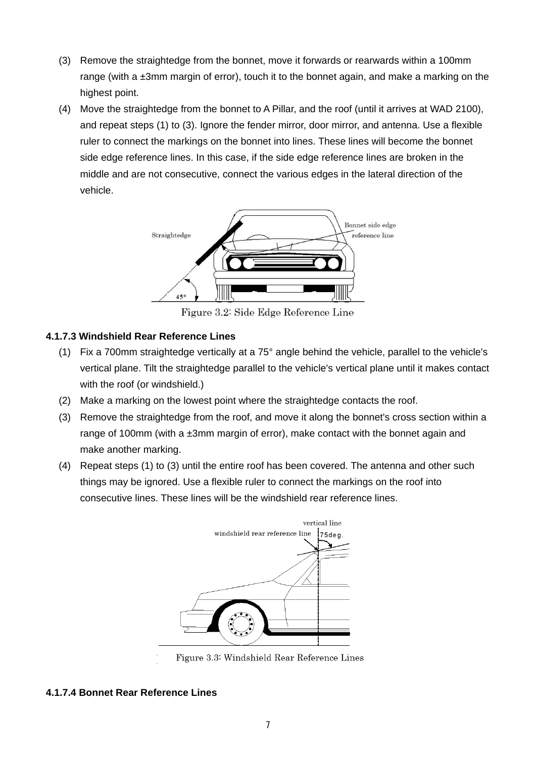(3) Remove the straightedge from the bonnet, move it forwards or rearwards within a 100mm range (with a ±3mm margin of error), touch it to the bonnet again, and make a marking on the highest point.

(4) Move the straightedge from the bonnet to A Pillar, and the roof (until it arrives at WAD 2100), and repeat steps (1) to (3). Ignore the fender mirror, door mirror, and antenna. Use a flexible ruler to connect the markings on the bonnet into lines. These lines will become the bonnet side edge reference lines. In this case, if the side edge reference lines are broken in the middle and are not consecutive, connect the various edges in the lateral direction of the vehicle.

Figure 3.2: Side Edge Reference Line

#### 4.1.7.3 Windshield Rear Reference Lines

(1) Fix a 700mm straightedge vertically at a 75° angle behind the vehicle, parallel to the vehicle's vertical plane. Tilt the straightedge parallel to the vehicle's vertical plane until it makes contact with the roof (or windshield.)

(2) Make a marking on the lowest point where the straightedge contacts the roof.

(3) Remove the straightedge from the roof, and move it along the bonnet's cross section within a range of 100mm (with a ±3mm margin of error), make contact with the bonnet again and make another marking.

(4) Repeat steps (1) to (3) until the entire roof has been covered. The antenna and other such things may be ignored. Use a flexible ruler to connect the markings on the roof into consecutive lines. These lines will be the windshield rear reference lines.

Figure 3.3: Windshield Rear Reference Lines

#### 4.1.7.4 Bonnet Rear Reference Lines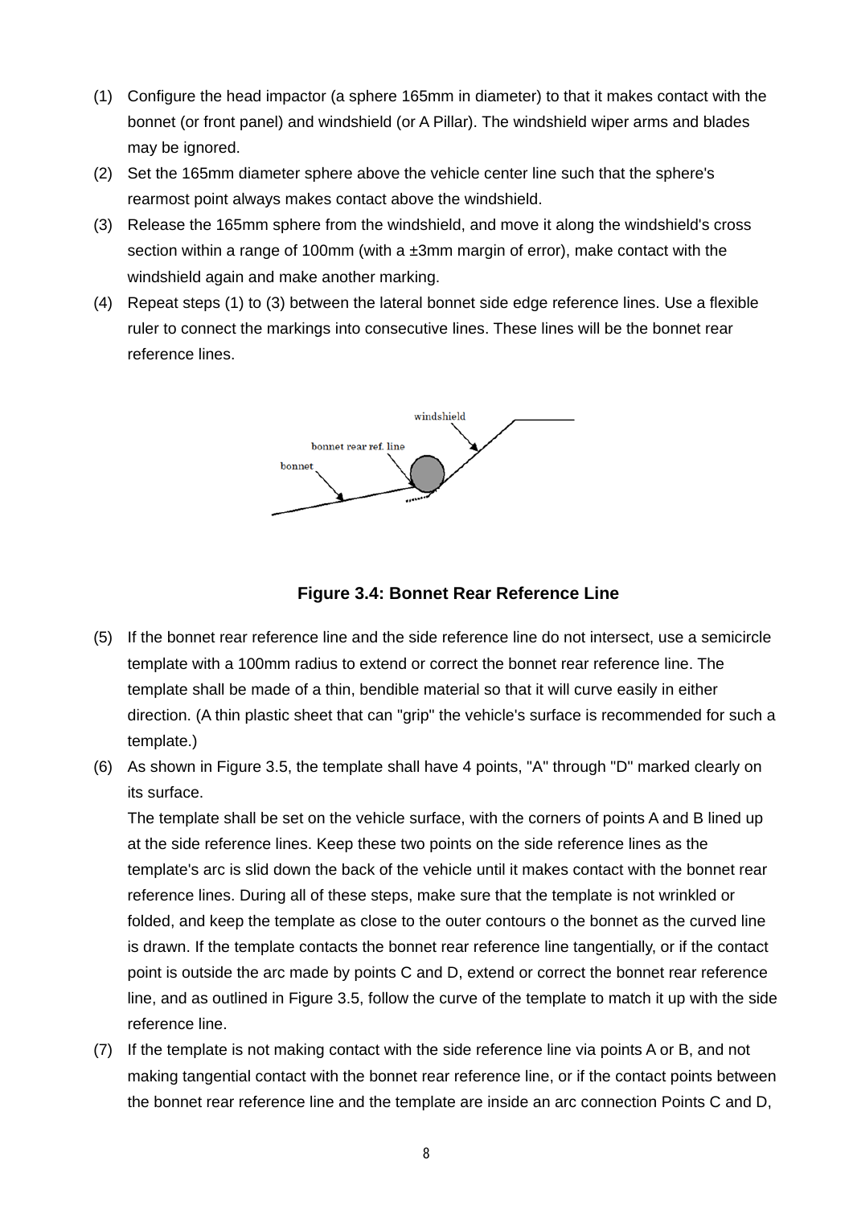(1) Configure the head impactor (a sphere 165mm in diameter) to that it makes contact with the bonnet (or front panel) and windshield (or A Pillar). The windshield wiper arms and blades may be ignored.
(2) Set the 165mm diameter sphere above the vehicle center line such that the sphere's rearmost point always makes contact above the windshield.
(3) Release the 165mm sphere from the windshield, and move it along the windshield's cross section within a range of 100mm (with a ±3mm margin of error), make contact with the windshield again and make another marking.
(4) Repeat steps (1) to (3) between the lateral bonnet side edge reference lines. Use a flexible ruler to connect the markings into consecutive lines. These lines will be the bonnet rear reference lines.

**Figure 3.4: Bonnet Rear Reference Line**

(5) If the bonnet rear reference line and the side reference line do not intersect, use a semicircle template with a 100mm radius to extend or correct the bonnet rear reference line. The template shall be made of a thin, bendible material so that it will curve easily in either direction. (A thin plastic sheet that can "grip" the vehicle's surface is recommended for such a template.)
(6) As shown in Figure 3.5, the template shall have 4 points, "A" through "D" marked clearly on its surface.
The template shall be set on the vehicle surface, with the corners of points A and B lined up at the side reference lines. Keep these two points on the side reference lines as the template's arc is slid down the back of the vehicle until it makes contact with the bonnet rear reference lines. During all of these steps, make sure that the template is not wrinkled or folded, and keep the template as close to the outer contours o the bonnet as the curved line is drawn. If the template contacts the bonnet rear reference line tangentially, or if the contact point is outside the arc made by points C and D, extend or correct the bonnet rear reference line, and as outlined in Figure 3.5, follow the curve of the template to match it up with the side reference line.
(7) If the template is not making contact with the side reference line via points A or B, and not making tangential contact with the bonnet rear reference line, or if the contact points between the bonnet rear reference line and the template are inside an arc connection Points C and D,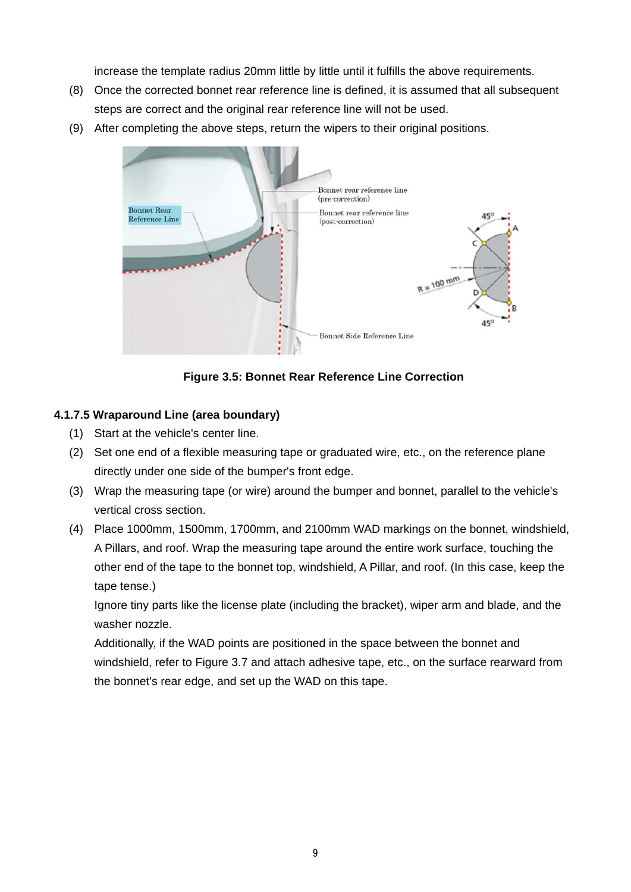increase the template radius 20mm little by little until it fulfills the above requirements.

(8) Once the corrected bonnet rear reference line is defined, it is assumed that all subsequent steps are correct and the original rear reference line will not be used.

(9) After completing the above steps, return the wipers to their original positions.

**Figure 3.5: Bonnet Rear Reference Line Correction**

#### 4.1.7.5 Wraparound Line (area boundary)

(1) Start at the vehicle's center line.

(2) Set one end of a flexible measuring tape or graduated wire, etc., on the reference plane directly under one side of the bumper's front edge.

(3) Wrap the measuring tape (or wire) around the bumper and bonnet, parallel to the vehicle's vertical cross section.

(4) Place 1000mm, 1500mm, 1700mm, and 2100mm WAD markings on the bonnet, windshield, A Pillars, and roof. Wrap the measuring tape around the entire work surface, touching the other end of the tape to the bonnet top, windshield, A Pillar, and roof. (In this case, keep the tape tense.)

Ignore tiny parts like the license plate (including the bracket), wiper arm and blade, and the washer nozzle.

Additionally, if the WAD points are positioned in the space between the bonnet and windshield, refer to Figure 3.7 and attach adhesive tape, etc., on the surface rearward from the bonnet's rear edge, and set up the WAD on this tape.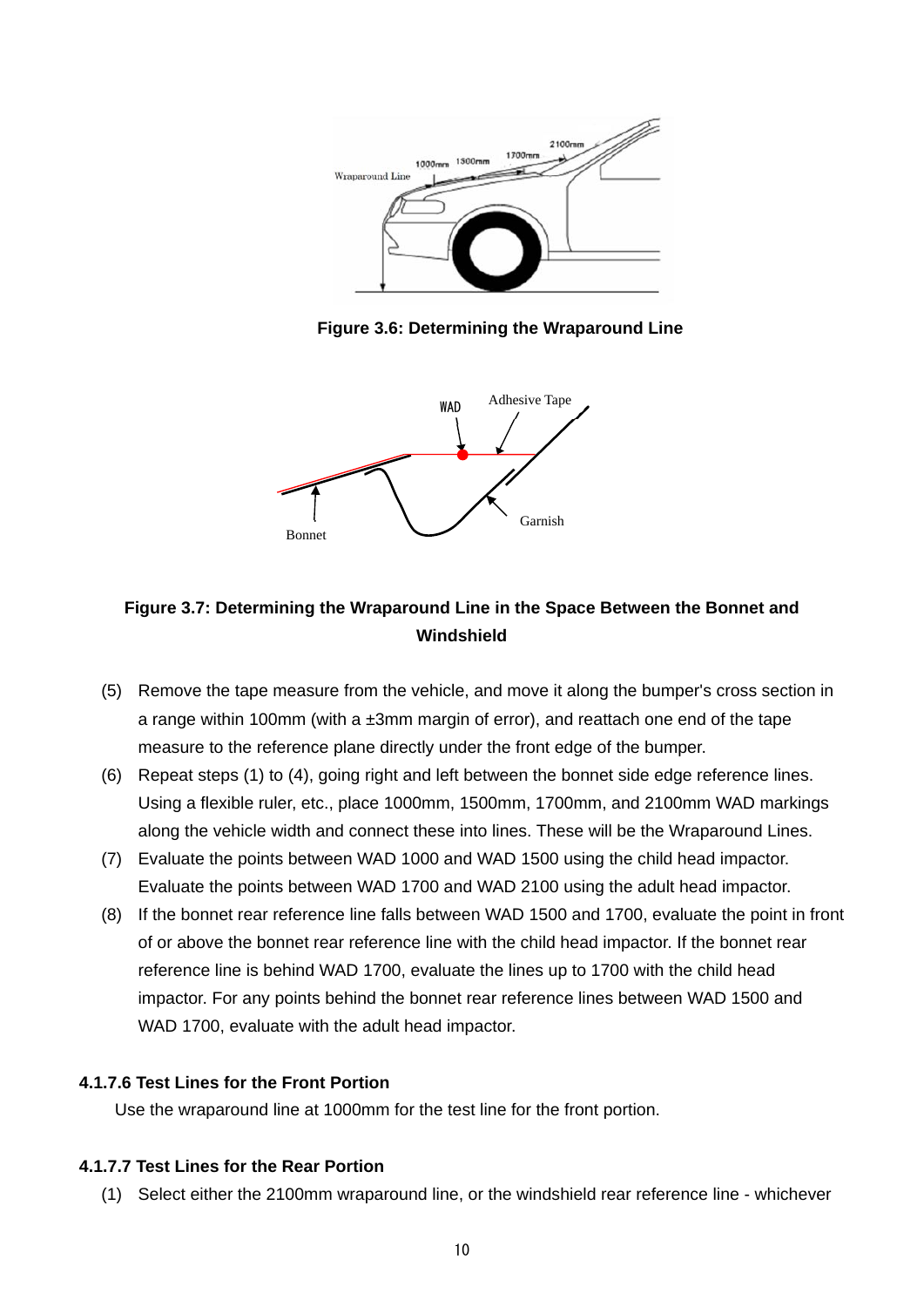Figure 3.6: Determining the Wraparound Line

Figure 3.7: Determining the Wraparound Line in the Space Between the Bonnet and Windshield

(5) Remove the tape measure from the vehicle, and move it along the bumper's cross section in a range within 100mm (with a ±3mm margin of error), and reattach one end of the tape measure to the reference plane directly under the front edge of the bumper.

(6) Repeat steps (1) to (4), going right and left between the bonnet side edge reference lines. Using a flexible ruler, etc., place 1000mm, 1500mm, 1700mm, and 2100mm WAD markings along the vehicle width and connect these into lines. These will be the Wraparound Lines.

(7) Evaluate the points between WAD 1000 and WAD 1500 using the child head impactor. Evaluate the points between WAD 1700 and WAD 2100 using the adult head impactor.

(8) If the bonnet rear reference line falls between WAD 1500 and 1700, evaluate the point in front of or above the bonnet rear reference line with the child head impactor. If the bonnet rear reference line is behind WAD 1700, evaluate the lines up to 1700 with the child head impactor. For any points behind the bonnet rear reference lines between WAD 1500 and WAD 1700, evaluate with the adult head impactor.

#### 4.1.7.6 Test Lines for the Front Portion

Use the wraparound line at 1000mm for the test line for the front portion.

#### 4.1.7.7 Test Lines for the Rear Portion

(1) Select either the 2100mm wraparound line, or the windshield rear reference line - whichever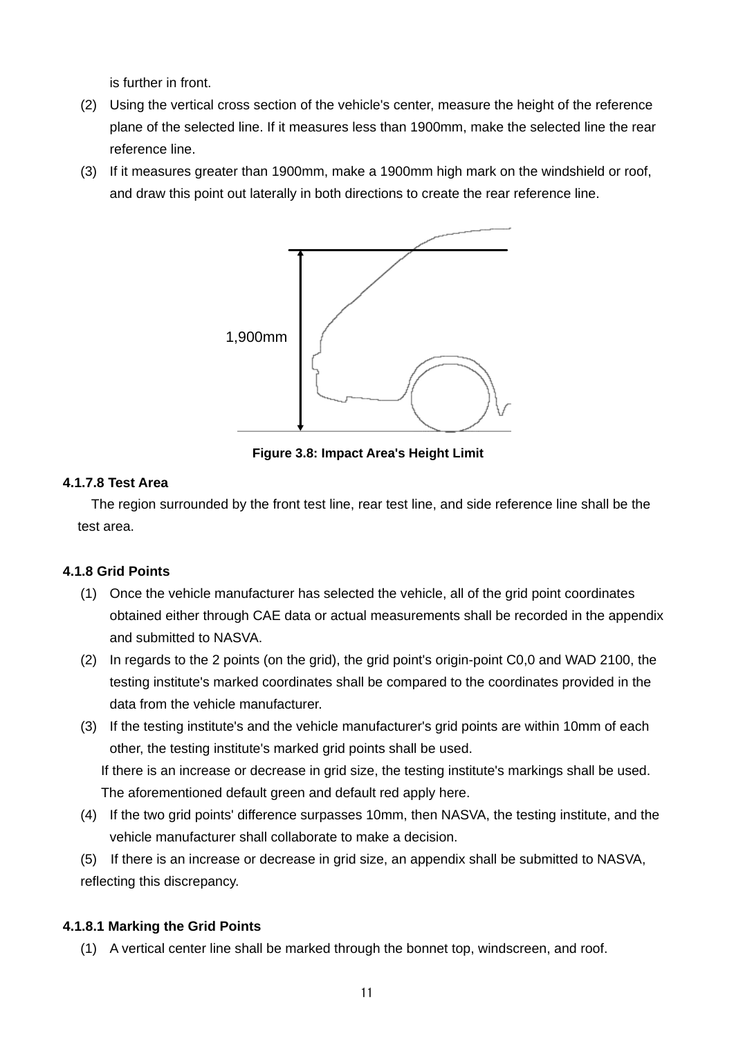is further in front.

(2) Using the vertical cross section of the vehicle's center, measure the height of the reference plane of the selected line. If it measures less than 1900mm, make the selected line the rear reference line.

(3) If it measures greater than 1900mm, make a 1900mm high mark on the windshield or roof, and draw this point out laterally in both directions to create the rear reference line.

1,900mm

**Figure 3.8: Impact Area's Height Limit**

**4.1.7.8 Test Area**

The region surrounded by the front test line, rear test line, and side reference line shall be the test area.

**4.1.8 Grid Points**

(1) Once the vehicle manufacturer has selected the vehicle, all of the grid point coordinates obtained either through CAE data or actual measurements shall be recorded in the appendix and submitted to NASVA.

(2) In regards to the 2 points (on the grid), the grid point's origin-point C0,0 and WAD 2100, the testing institute's marked coordinates shall be compared to the coordinates provided in the data from the vehicle manufacturer.

(3) If the testing institute's and the vehicle manufacturer's grid points are within 10mm of each other, the testing institute's marked grid points shall be used.

If there is an increase or decrease in grid size, the testing institute's markings shall be used. The aforementioned default green and default red apply here.

(4) If the two grid points' difference surpasses 10mm, then NASVA, the testing institute, and the vehicle manufacturer shall collaborate to make a decision.

(5) If there is an increase or decrease in grid size, an appendix shall be submitted to NASVA, reflecting this discrepancy.

**4.1.8.1 Marking the Grid Points**

(1) A vertical center line shall be marked through the bonnet top, windscreen, and roof.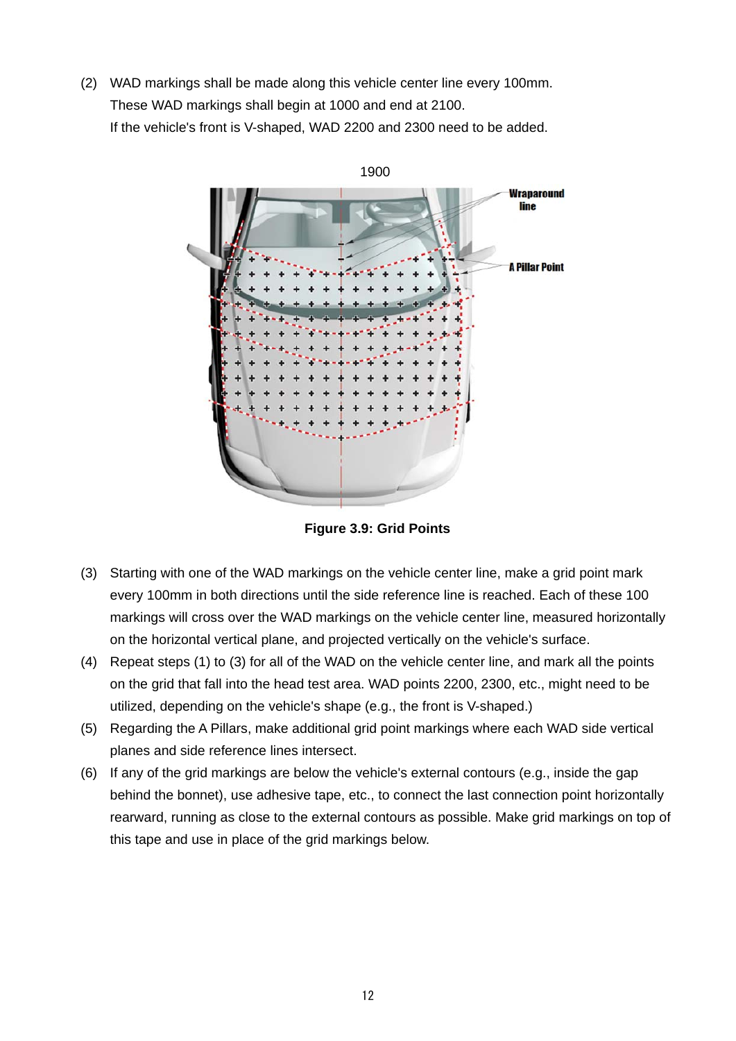(2) WAD markings shall be made along this vehicle center line every 100mm. These WAD markings shall begin at 1000 and end at 2100. If the vehicle's front is V-shaped, WAD 2200 and 2300 need to be added.

**Figure 3.9: Grid Points**

(3) Starting with one of the WAD markings on the vehicle center line, make a grid point mark every 100mm in both directions until the side reference line is reached. Each of these 100 markings will cross over the WAD markings on the vehicle center line, measured horizontally on the horizontal vertical plane, and projected vertically on the vehicle's surface.

(4) Repeat steps (1) to (3) for all of the WAD on the vehicle center line, and mark all the points on the grid that fall into the head test area. WAD points 2200, 2300, etc., might need to be utilized, depending on the vehicle's shape (e.g., the front is V-shaped.)

(5) Regarding the A Pillars, make additional grid point markings where each WAD side vertical planes and side reference lines intersect.

(6) If any of the grid markings are below the vehicle's external contours (e.g., inside the gap behind the bonnet), use adhesive tape, etc., to connect the last connection point horizontally rearward, running as close to the external contours as possible. Make grid markings on top of this tape and use in place of the grid markings below.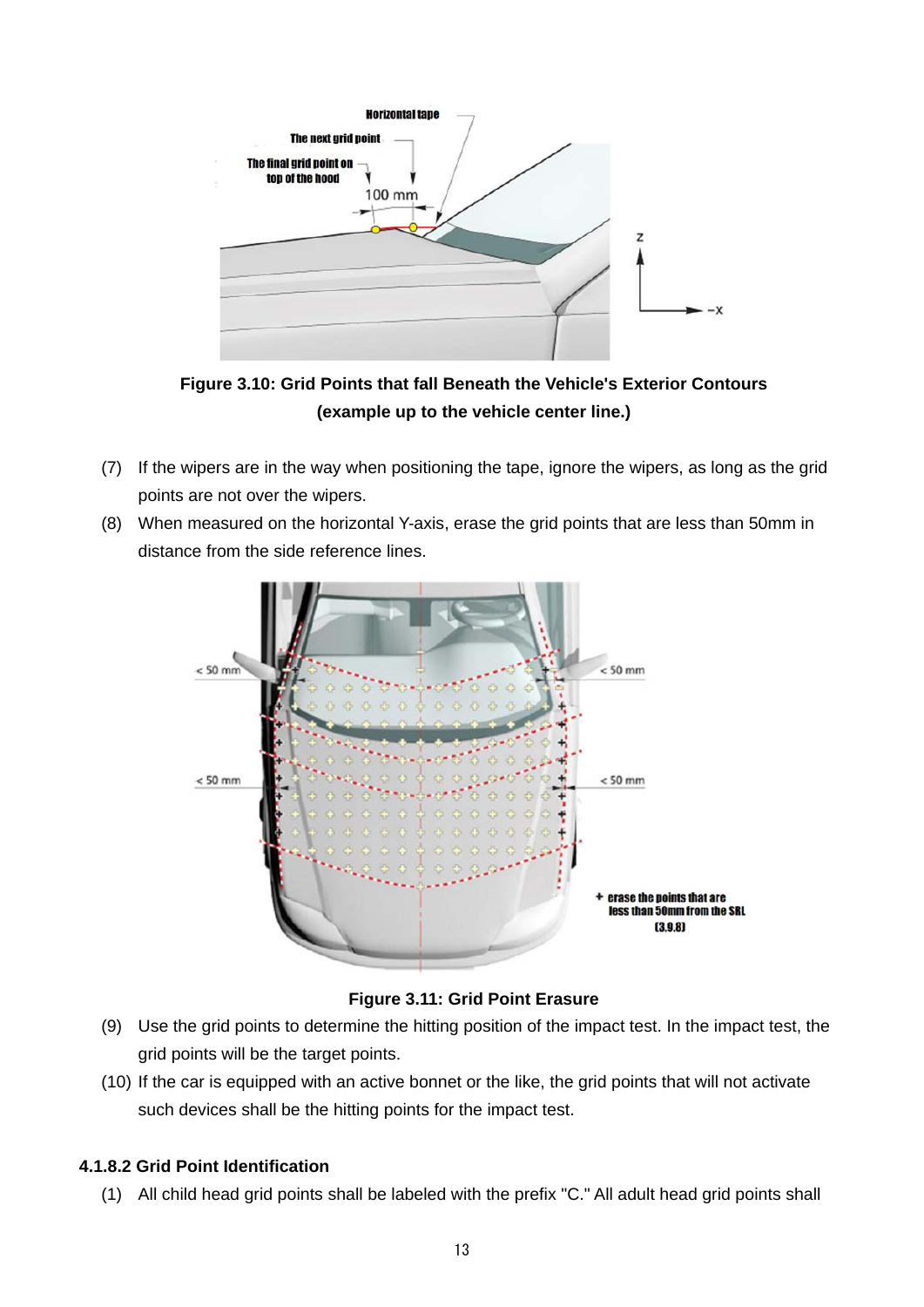Figure 3.10: Grid Points that fall Beneath the Vehicle's Exterior Contours (example up to the vehicle center line.)

(7) If the wipers are in the way when positioning the tape, ignore the wipers, as long as the grid points are not over the wipers.

(8) When measured on the horizontal Y-axis, erase the grid points that are less than 50mm in distance from the side reference lines.

Figure 3.11: Grid Point Erasure

(9) Use the grid points to determine the hitting position of the impact test. In the impact test, the grid points will be the target points.

(10) If the car is equipped with an active bonnet or the like, the grid points that will not activate such devices shall be the hitting points for the impact test.

### 4.1.8.2 Grid Point Identification

(1) All child head grid points shall be labeled with the prefix "C." All adult head grid points shall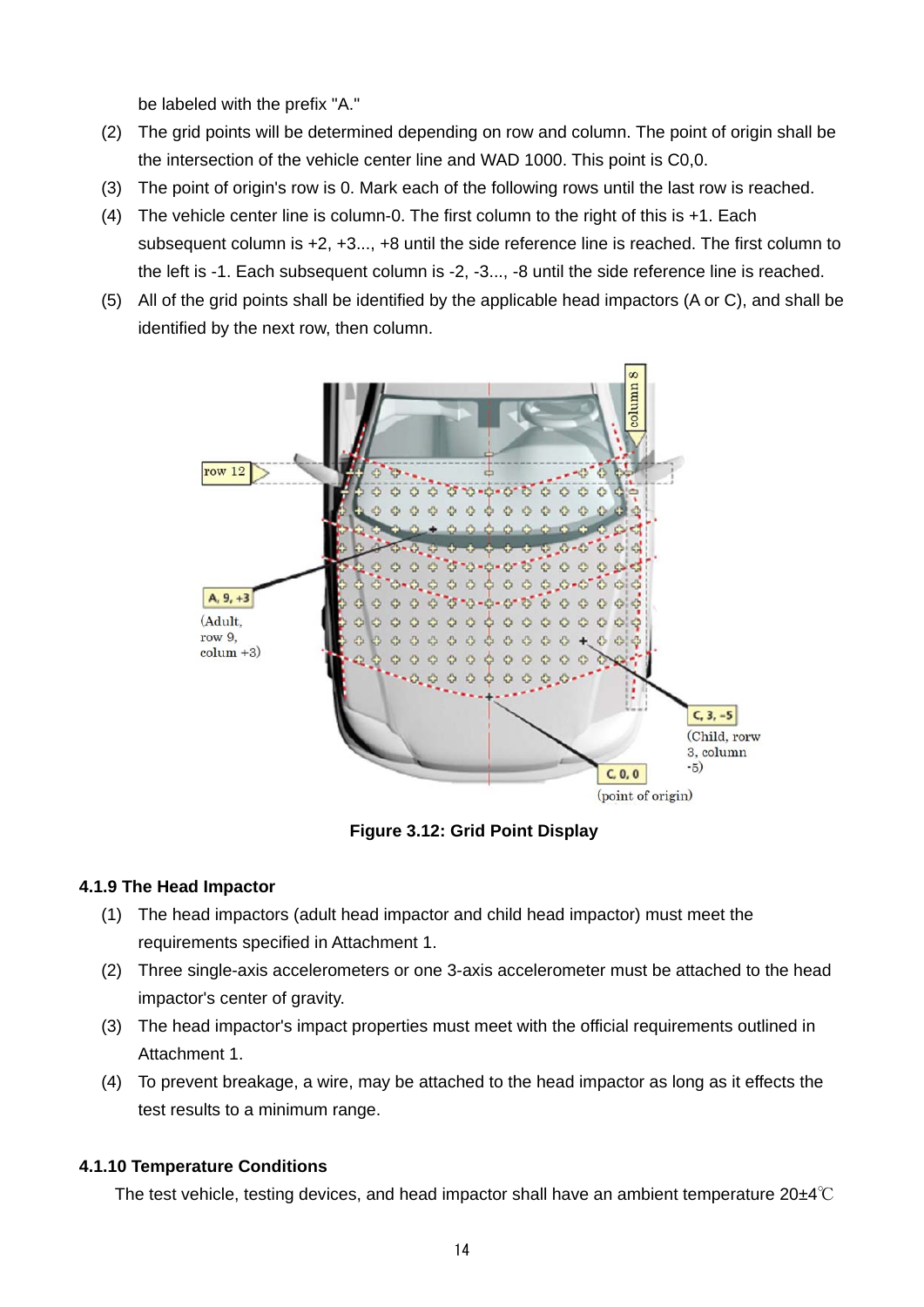be labeled with the prefix "A."

(2) The grid points will be determined depending on row and column. The point of origin shall be the intersection of the vehicle center line and WAD 1000. This point is C0,0.

(3) The point of origin's row is 0. Mark each of the following rows until the last row is reached.

(4) The vehicle center line is column-0. The first column to the right of this is +1. Each subsequent column is +2, +3..., +8 until the side reference line is reached. The first column to the left is -1. Each subsequent column is -2, -3..., -8 until the side reference line is reached.

(5) All of the grid points shall be identified by the applicable head impactors (A or C), and shall be identified by the next row, then column.

**Figure 3.12: Grid Point Display**

### 4.1.9 The Head Impactor

(1) The head impactors (adult head impactor and child head impactor) must meet the requirements specified in Attachment 1.

(2) Three single-axis accelerometers or one 3-axis accelerometer must be attached to the head impactor's center of gravity.

(3) The head impactor's impact properties must meet with the official requirements outlined in Attachment 1.

(4) To prevent breakage, a wire, may be attached to the head impactor as long as it effects the test results to a minimum range.

### 4.1.10 Temperature Conditions

The test vehicle, testing devices, and head impactor shall have an ambient temperature 20±4℃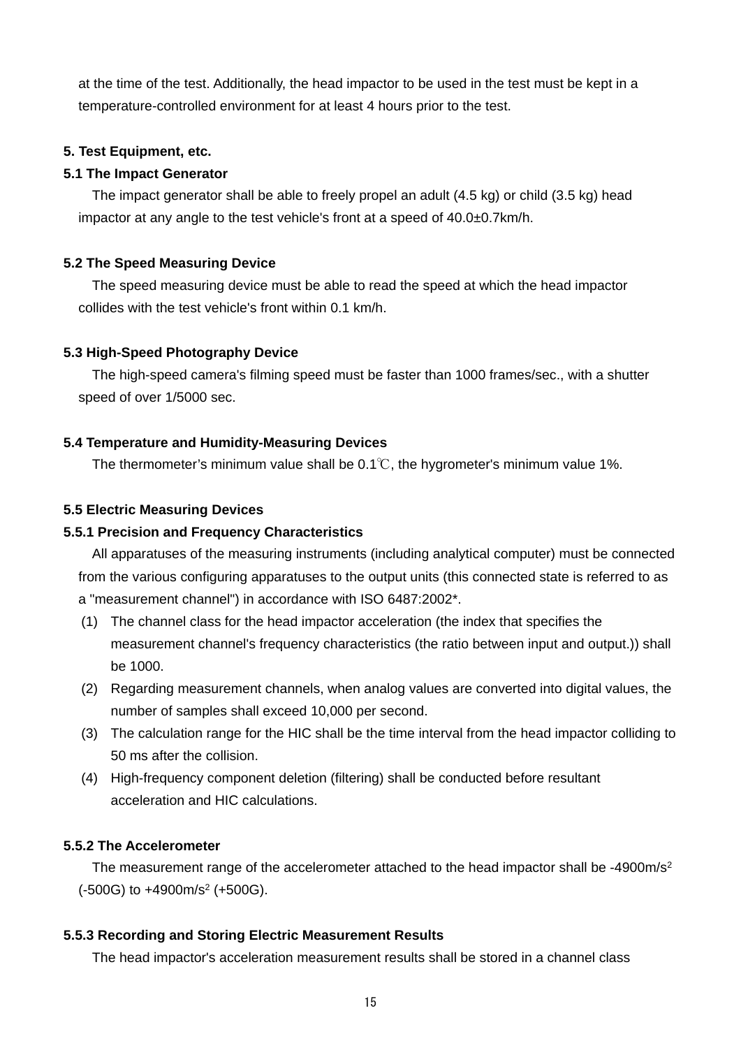at the time of the test. Additionally, the head impactor to be used in the test must be kept in a temperature-controlled environment for at least 4 hours prior to the test.

**5. Test Equipment, etc.**

**5.1 The Impact Generator**

The impact generator shall be able to freely propel an adult (4.5 kg) or child (3.5 kg) head impactor at any angle to the test vehicle's front at a speed of 40.0±0.7km/h.

**5.2 The Speed Measuring Device**

The speed measuring device must be able to read the speed at which the head impactor collides with the test vehicle's front within 0.1 km/h.

**5.3 High-Speed Photography Device**

The high-speed camera's filming speed must be faster than 1000 frames/sec., with a shutter speed of over 1/5000 sec.

**5.4 Temperature and Humidity-Measuring Devices**

The thermometer’s minimum value shall be 0.1℃, the hygrometer's minimum value 1%.

**5.5 Electric Measuring Devices**

**5.5.1 Precision and Frequency Characteristics**

All apparatuses of the measuring instruments (including analytical computer) must be connected from the various configuring apparatuses to the output units (this connected state is referred to as a "measurement channel") in accordance with ISO 6487:2002*.

(1) The channel class for the head impactor acceleration (the index that specifies the measurement channel's frequency characteristics (the ratio between input and output.)) shall be 1000.

(2) Regarding measurement channels, when analog values are converted into digital values, the number of samples shall exceed 10,000 per second.

(3) The calculation range for the HIC shall be the time interval from the head impactor colliding to 50 ms after the collision.

(4) High-frequency component deletion (filtering) shall be conducted before resultant acceleration and HIC calculations.

**5.5.2 The Accelerometer**

The measurement range of the accelerometer attached to the head impactor shall be -4900m/s$^2$ (-500G) to +4900m/s$^2$ (+500G).

**5.5.3 Recording and Storing Electric Measurement Results**

The head impactor's acceleration measurement results shall be stored in a channel class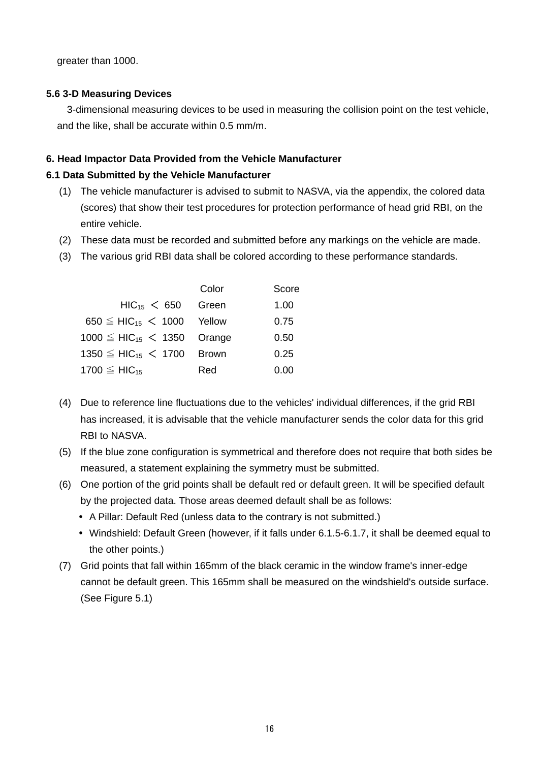greater than 1000.

### 5.6 3-D Measuring Devices

3-dimensional measuring devices to be used in measuring the collision point on the test vehicle, and the like, shall be accurate within 0.5 mm/m.

## 6. Head Impactor Data Provided from the Vehicle Manufacturer

### 6.1 Data Submitted by the Vehicle Manufacturer

(1) The vehicle manufacturer is advised to submit to NASVA, via the appendix, the colored data (scores) that show their test procedures for protection performance of head grid RBI, on the entire vehicle.

(2) These data must be recorded and submitted before any markings on the vehicle are made.

(3) The various grid RBI data shall be colored according to these performance standards.

| | Color | Score |
|---|---|---|
| $HIC_{15} < 650$ | Green | 1.00 |
| $650 \leqq HIC_{15} < 1000$ | Yellow | 0.75 |
| $1000 \leqq HIC_{15} < 1350$ | Orange | 0.50 |
| $1350 \leqq HIC_{15} < 1700$ | Brown | 0.25 |
| $1700 \leqq HIC_{15}$ | Red | 0.00 |

(4) Due to reference line fluctuations due to the vehicles' individual differences, if the grid RBI has increased, it is advisable that the vehicle manufacturer sends the color data for this grid RBI to NASVA.

(5) If the blue zone configuration is symmetrical and therefore does not require that both sides be measured, a statement explaining the symmetry must be submitted.

(6) One portion of the grid points shall be default red or default green. It will be specified default by the projected data. Those areas deemed default shall be as follows:

- A Pillar: Default Red (unless data to the contrary is not submitted.)
- Windshield: Default Green (however, if it falls under 6.1.5-6.1.7, it shall be deemed equal to the other points.)

(7) Grid points that fall within 165mm of the black ceramic in the window frame's inner-edge cannot be default green. This 165mm shall be measured on the windshield's outside surface. (See Figure 5.1)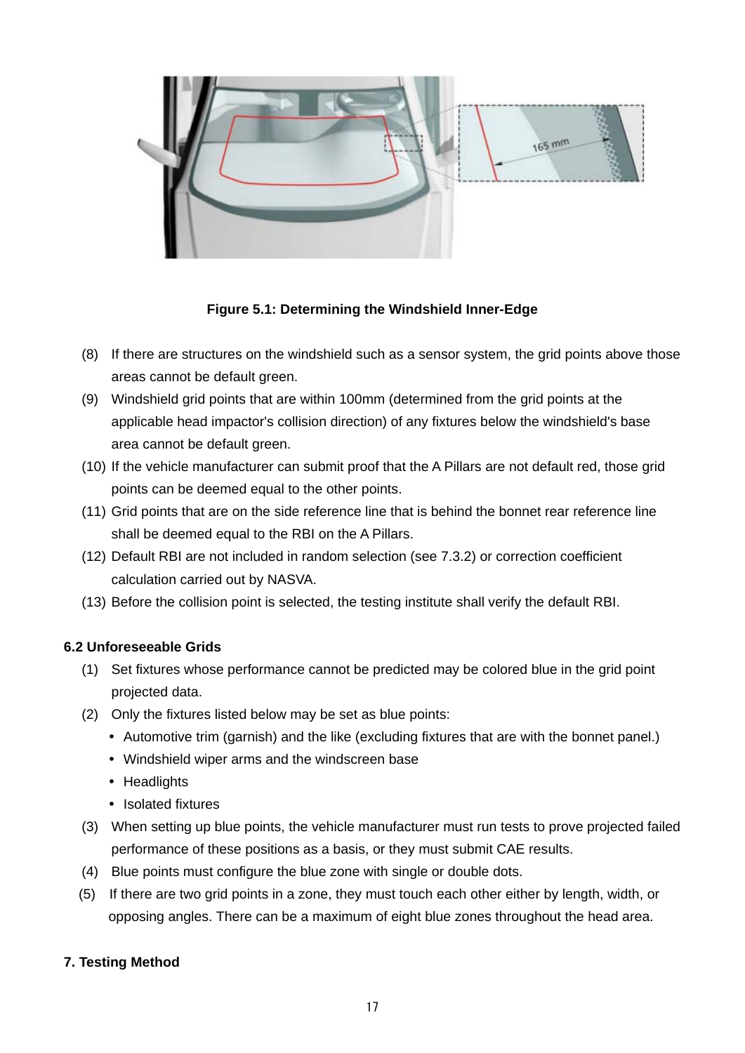**Figure 5.1: Determining the Windshield Inner-Edge**

(8) If there are structures on the windshield such as a sensor system, the grid points above those areas cannot be default green.

(9) Windshield grid points that are within 100mm (determined from the grid points at the applicable head impactor's collision direction) of any fixtures below the windshield's base area cannot be default green.

(10) If the vehicle manufacturer can submit proof that the A Pillars are not default red, those grid points can be deemed equal to the other points.

(11) Grid points that are on the side reference line that is behind the bonnet rear reference line shall be deemed equal to the RBI on the A Pillars.

(12) Default RBI are not included in random selection (see 7.3.2) or correction coefficient calculation carried out by NASVA.

(13) Before the collision point is selected, the testing institute shall verify the default RBI.

### 6.2 Unforeseeable Grids

(1) Set fixtures whose performance cannot be predicted may be colored blue in the grid point projected data.

(2) Only the fixtures listed below may be set as blue points:

- Automotive trim (garnish) and the like (excluding fixtures that are with the bonnet panel.)
- Windshield wiper arms and the windscreen base
- Headlights
- Isolated fixtures

(3) When setting up blue points, the vehicle manufacturer must run tests to prove projected failed performance of these positions as a basis, or they must submit CAE results.

(4) Blue points must configure the blue zone with single or double dots.

(5) If there are two grid points in a zone, they must touch each other either by length, width, or opposing angles. There can be a maximum of eight blue zones throughout the head area.

## 7. Testing Method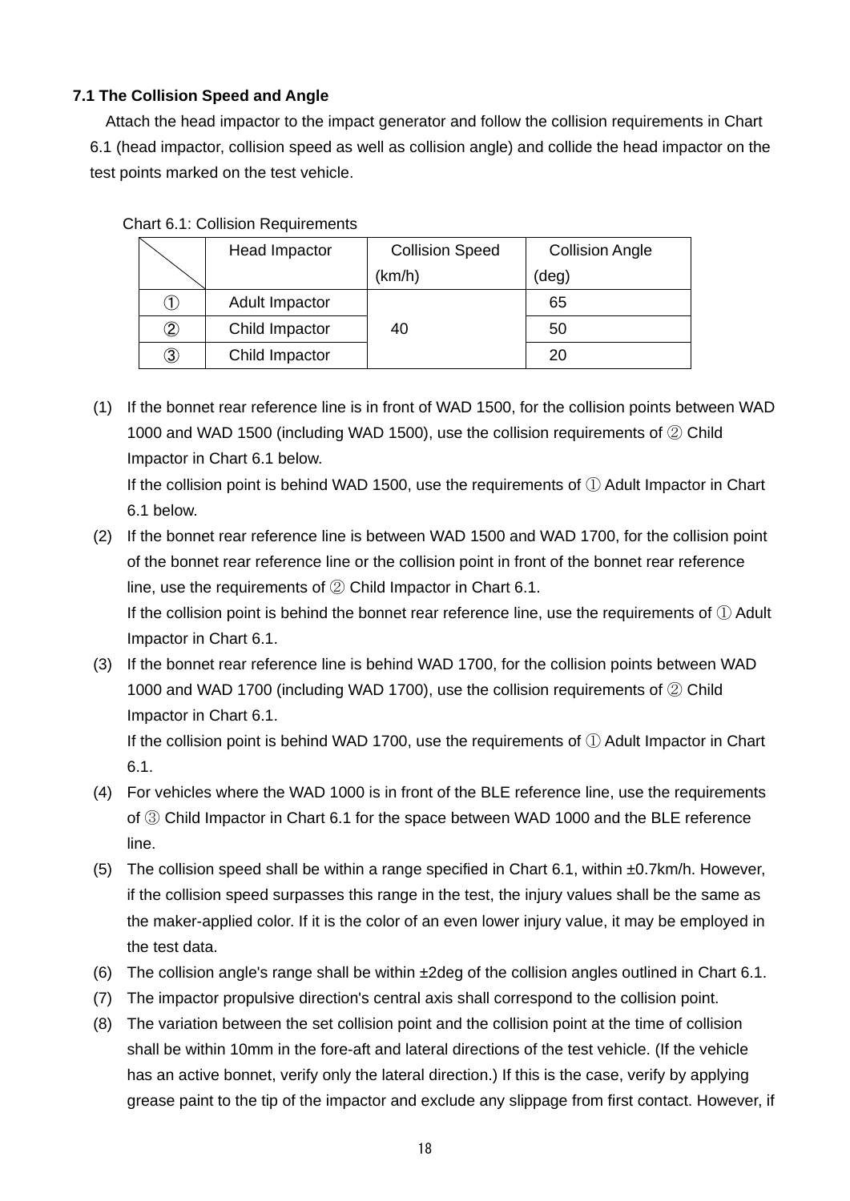**7.1 The Collision Speed and Angle**

Attach the head impactor to the impact generator and follow the collision requirements in Chart 6.1 (head impactor, collision speed as well as collision angle) and collide the head impactor on the test points marked on the test vehicle.

Chart 6.1: Collision Requirements

| | Head Impactor | Collision Speed (km/h) | Collision Angle (deg) |
|---|---|---|---|
| ① | Adult Impactor | 40 | 65 |
| ② | Child Impactor | | 50 |
| ③ | Child Impactor | | 20 |

(1) If the bonnet rear reference line is in front of WAD 1500, for the collision points between WAD 1000 and WAD 1500 (including WAD 1500), use the collision requirements of ② Child Impactor in Chart 6.1 below.
If the collision point is behind WAD 1500, use the requirements of ① Adult Impactor in Chart 6.1 below.

(2) If the bonnet rear reference line is between WAD 1500 and WAD 1700, for the collision point of the bonnet rear reference line or the collision point in front of the bonnet rear reference line, use the requirements of ② Child Impactor in Chart 6.1.
If the collision point is behind the bonnet rear reference line, use the requirements of ① Adult Impactor in Chart 6.1.

(3) If the bonnet rear reference line is behind WAD 1700, for the collision points between WAD 1000 and WAD 1700 (including WAD 1700), use the collision requirements of ② Child Impactor in Chart 6.1.
If the collision point is behind WAD 1700, use the requirements of ① Adult Impactor in Chart 6.1.

(4) For vehicles where the WAD 1000 is in front of the BLE reference line, use the requirements of ③ Child Impactor in Chart 6.1 for the space between WAD 1000 and the BLE reference line.

(5) The collision speed shall be within a range specified in Chart 6.1, within ±0.7km/h. However, if the collision speed surpasses this range in the test, the injury values shall be the same as the maker-applied color. If it is the color of an even lower injury value, it may be employed in the test data.

(6) The collision angle's range shall be within ±2deg of the collision angles outlined in Chart 6.1.

(7) The impactor propulsive direction's central axis shall correspond to the collision point.

(8) The variation between the set collision point and the collision point at the time of collision shall be within 10mm in the fore-aft and lateral directions of the test vehicle. (If the vehicle has an active bonnet, verify only the lateral direction.) If this is the case, verify by applying grease paint to the tip of the impactor and exclude any slippage from first contact. However, if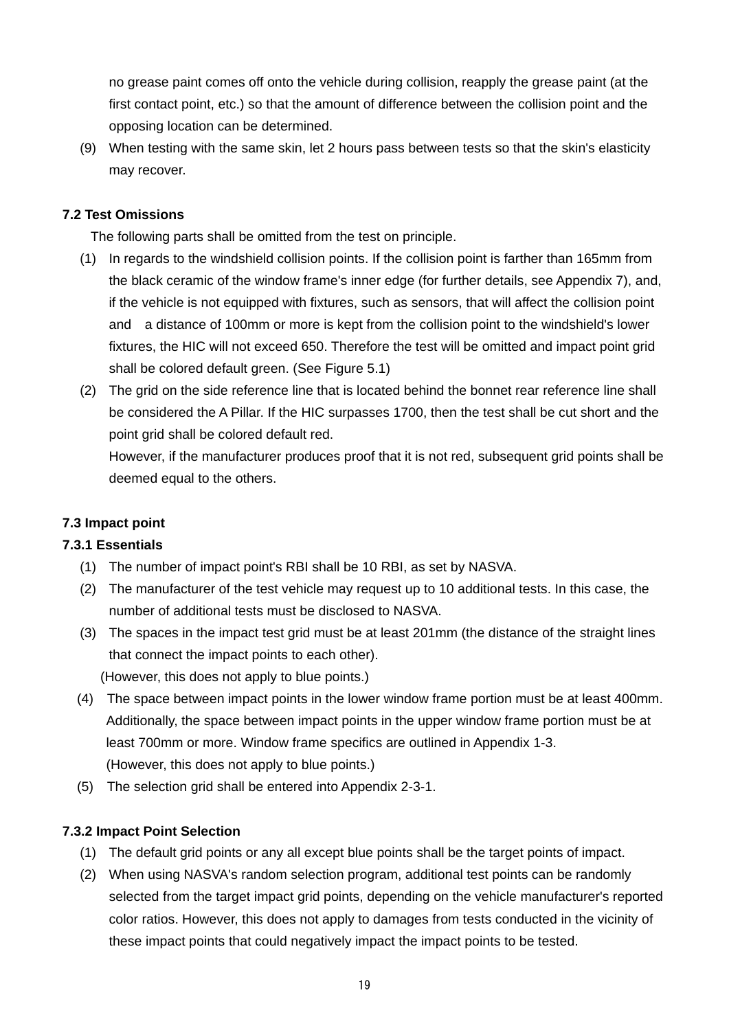no grease paint comes off onto the vehicle during collision, reapply the grease paint (at the first contact point, etc.) so that the amount of difference between the collision point and the opposing location can be determined.

(9) When testing with the same skin, let 2 hours pass between tests so that the skin's elasticity may recover.

**7.2 Test Omissions**

The following parts shall be omitted from the test on principle.

(1) In regards to the windshield collision points. If the collision point is farther than 165mm from the black ceramic of the window frame's inner edge (for further details, see Appendix 7), and, if the vehicle is not equipped with fixtures, such as sensors, that will affect the collision point and a distance of 100mm or more is kept from the collision point to the windshield's lower fixtures, the HIC will not exceed 650. Therefore the test will be omitted and impact point grid shall be colored default green. (See Figure 5.1)

(2) The grid on the side reference line that is located behind the bonnet rear reference line shall be considered the A Pillar. If the HIC surpasses 1700, then the test shall be cut short and the point grid shall be colored default red.
However, if the manufacturer produces proof that it is not red, subsequent grid points shall be deemed equal to the others.

**7.3 Impact point**

**7.3.1 Essentials**

(1) The number of impact point's RBI shall be 10 RBI, as set by NASVA.

(2) The manufacturer of the test vehicle may request up to 10 additional tests. In this case, the number of additional tests must be disclosed to NASVA.

(3) The spaces in the impact test grid must be at least 201mm (the distance of the straight lines that connect the impact points to each other).
(However, this does not apply to blue points.)

(4) The space between impact points in the lower window frame portion must be at least 400mm. Additionally, the space between impact points in the upper window frame portion must be at least 700mm or more. Window frame specifics are outlined in Appendix 1-3.
(However, this does not apply to blue points.)

(5) The selection grid shall be entered into Appendix 2-3-1.

**7.3.2 Impact Point Selection**

(1) The default grid points or any all except blue points shall be the target points of impact.

(2) When using NASVA's random selection program, additional test points can be randomly selected from the target impact grid points, depending on the vehicle manufacturer's reported color ratios. However, this does not apply to damages from tests conducted in the vicinity of these impact points that could negatively impact the impact points to be tested.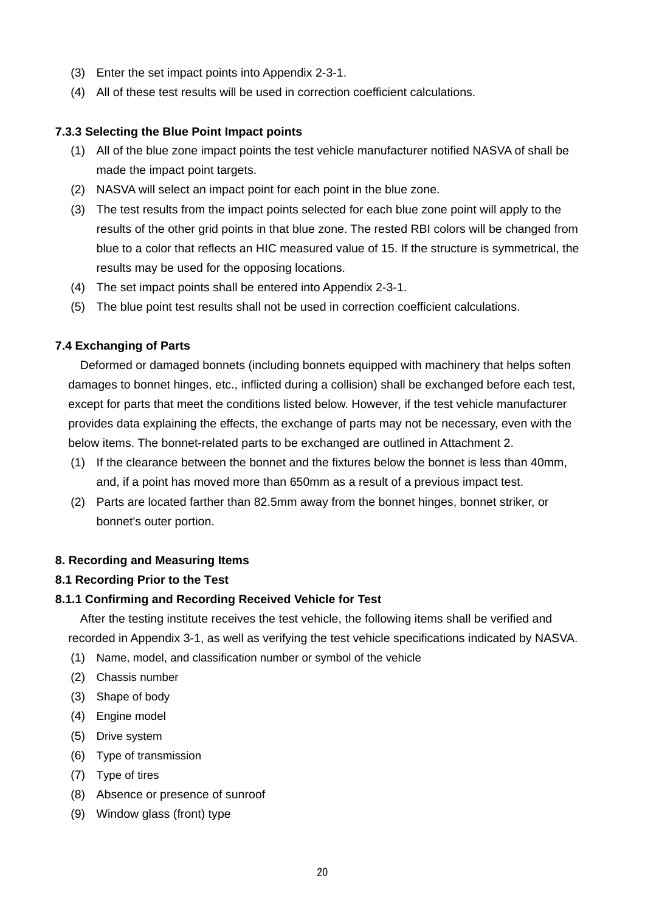(3) Enter the set impact points into Appendix 2-3-1.
(4) All of these test results will be used in correction coefficient calculations.

### 7.3.3 Selecting the Blue Point Impact points

(1) All of the blue zone impact points the test vehicle manufacturer notified NASVA of shall be made the impact point targets.
(2) NASVA will select an impact point for each point in the blue zone.
(3) The test results from the impact points selected for each blue zone point will apply to the results of the other grid points in that blue zone. The rested RBI colors will be changed from blue to a color that reflects an HIC measured value of 15. If the structure is symmetrical, the results may be used for the opposing locations.
(4) The set impact points shall be entered into Appendix 2-3-1.
(5) The blue point test results shall not be used in correction coefficient calculations.

## 7.4 Exchanging of Parts

Deformed or damaged bonnets (including bonnets equipped with machinery that helps soften damages to bonnet hinges, etc., inflicted during a collision) shall be exchanged before each test, except for parts that meet the conditions listed below. However, if the test vehicle manufacturer provides data explaining the effects, the exchange of parts may not be necessary, even with the below items. The bonnet-related parts to be exchanged are outlined in Attachment 2.

(1) If the clearance between the bonnet and the fixtures below the bonnet is less than 40mm, and, if a point has moved more than 650mm as a result of a previous impact test.
(2) Parts are located farther than 82.5mm away from the bonnet hinges, bonnet striker, or bonnet's outer portion.

# 8. Recording and Measuring Items

## 8.1 Recording Prior to the Test

### 8.1.1 Confirming and Recording Received Vehicle for Test

After the testing institute receives the test vehicle, the following items shall be verified and recorded in Appendix 3-1, as well as verifying the test vehicle specifications indicated by NASVA.

(1) Name, model, and classification number or symbol of the vehicle
(2) Chassis number
(3) Shape of body
(4) Engine model
(5) Drive system
(6) Type of transmission
(7) Type of tires
(8) Absence or presence of sunroof
(9) Window glass (front) type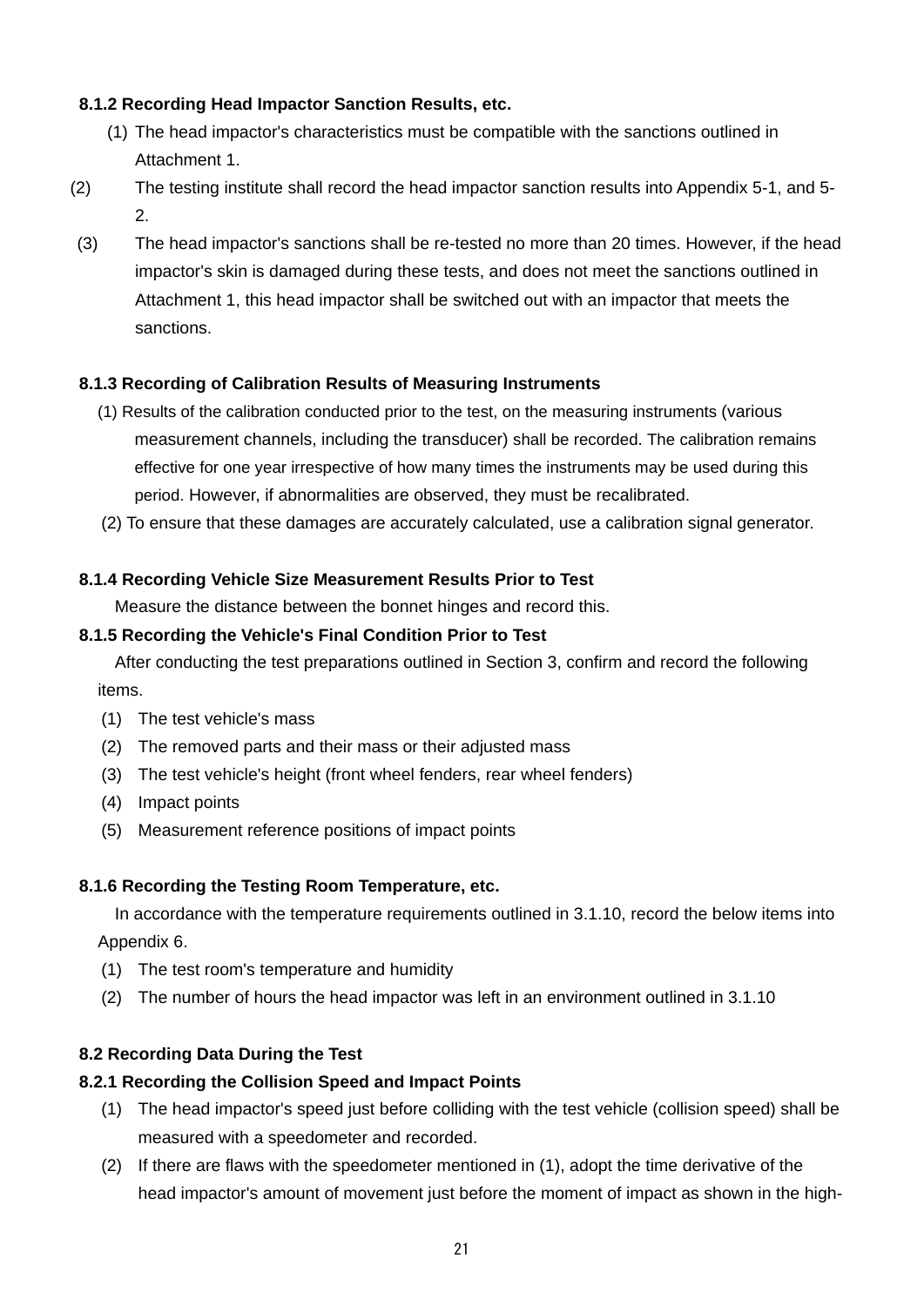#### 8.1.2 Recording Head Impactor Sanction Results, etc.

(1) The head impactor's characteristics must be compatible with the sanctions outlined in Attachment 1.

(2) The testing institute shall record the head impactor sanction results into Appendix 5-1, and 5-2.

(3) The head impactor's sanctions shall be re-tested no more than 20 times. However, if the head impactor's skin is damaged during these tests, and does not meet the sanctions outlined in Attachment 1, this head impactor shall be switched out with an impactor that meets the sanctions.

#### 8.1.3 Recording of Calibration Results of Measuring Instruments

(1) Results of the calibration conducted prior to the test, on the measuring instruments (various measurement channels, including the transducer) shall be recorded. The calibration remains effective for one year irrespective of how many times the instruments may be used during this period. However, if abnormalities are observed, they must be recalibrated.

(2) To ensure that these damages are accurately calculated, use a calibration signal generator.

#### 8.1.4 Recording Vehicle Size Measurement Results Prior to Test

Measure the distance between the bonnet hinges and record this.

#### 8.1.5 Recording the Vehicle's Final Condition Prior to Test

After conducting the test preparations outlined in Section 3, confirm and record the following items.

(1) The test vehicle's mass
(2) The removed parts and their mass or their adjusted mass
(3) The test vehicle's height (front wheel fenders, rear wheel fenders)
(4) Impact points
(5) Measurement reference positions of impact points

#### 8.1.6 Recording the Testing Room Temperature, etc.

In accordance with the temperature requirements outlined in 3.1.10, record the below items into Appendix 6.

(1) The test room's temperature and humidity
(2) The number of hours the head impactor was left in an environment outlined in 3.1.10

### 8.2 Recording Data During the Test

#### 8.2.1 Recording the Collision Speed and Impact Points

(1) The head impactor's speed just before colliding with the test vehicle (collision speed) shall be measured with a speedometer and recorded.

(2) If there are flaws with the speedometer mentioned in (1), adopt the time derivative of the head impactor's amount of movement just before the moment of impact as shown in the high-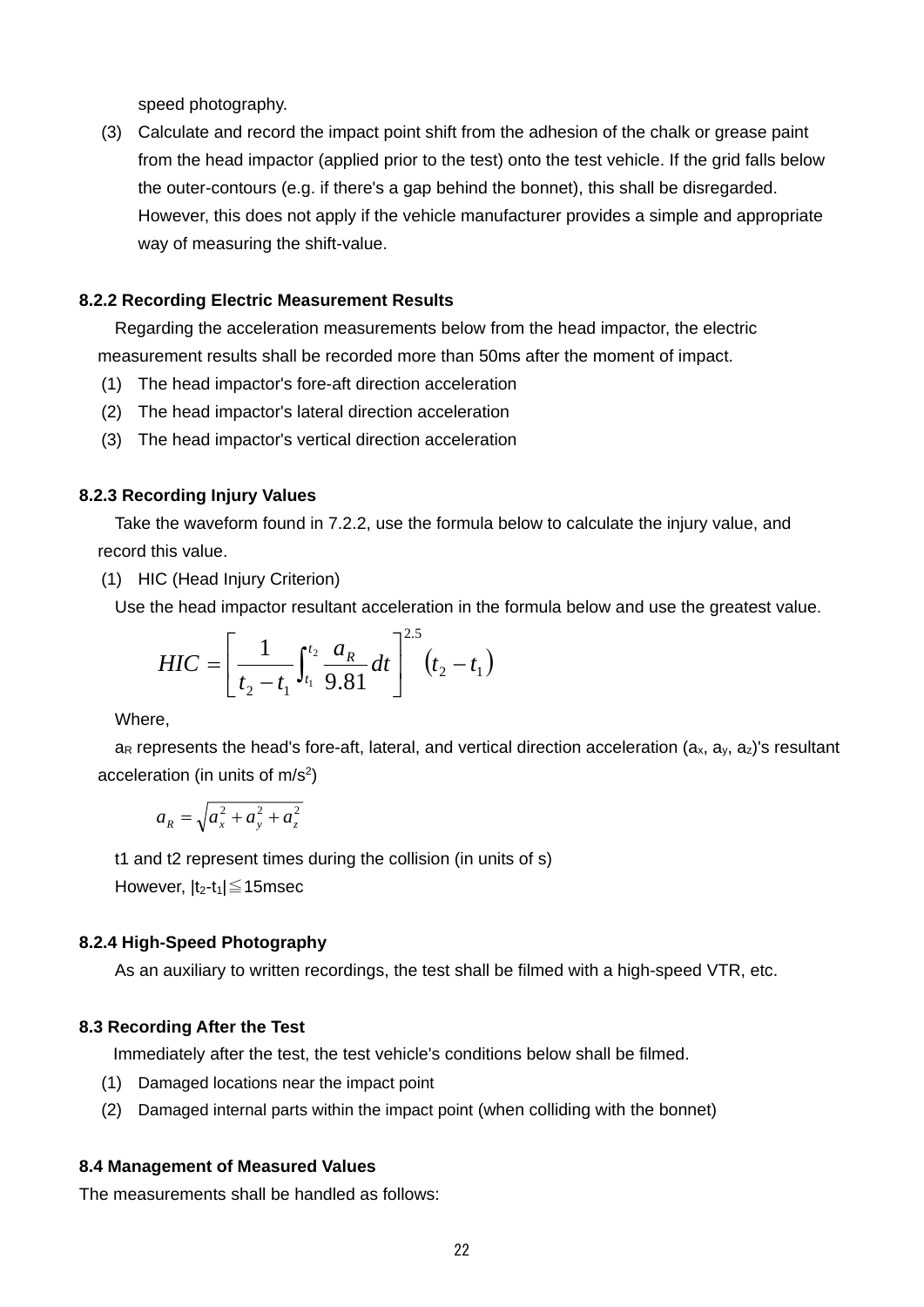speed photography.

(3) Calculate and record the impact point shift from the adhesion of the chalk or grease paint from the head impactor (applied prior to the test) onto the test vehicle. If the grid falls below the outer-contours (e.g. if there's a gap behind the bonnet), this shall be disregarded. However, this does not apply if the vehicle manufacturer provides a simple and appropriate way of measuring the shift-value.

### 8.2.2 Recording Electric Measurement Results

Regarding the acceleration measurements below from the head impactor, the electric measurement results shall be recorded more than 50ms after the moment of impact.

(1) The head impactor's fore-aft direction acceleration
(2) The head impactor's lateral direction acceleration
(3) The head impactor's vertical direction acceleration

### 8.2.3 Recording Injury Values

Take the waveform found in 7.2.2, use the formula below to calculate the injury value, and record this value.

(1) HIC (Head Injury Criterion)

Use the head impactor resultant acceleration in the formula below and use the greatest value.

$$HIC = \left[ \frac{1}{t_2 - t_1} \int_{t_1}^{t_2} \frac{a_R}{9.81} dt \right]^{2.5} (t_2 - t_1)$$

Where,

$a_R$ represents the head's fore-aft, lateral, and vertical direction acceleration ($a_x$, $a_y$, $a_z$)'s resultant acceleration (in units of m/s$^2$)

$$a_R = \sqrt{a_x^2 + a_y^2 + a_z^2}$$

t1 and t2 represent times during the collision (in units of s)

However, $|t_2 - t_1| \leqq 15$msec

### 8.2.4 High-Speed Photography

As an auxiliary to written recordings, the test shall be filmed with a high-speed VTR, etc.

### 8.3 Recording After the Test

Immediately after the test, the test vehicle's conditions below shall be filmed.

(1) Damaged locations near the impact point
(2) Damaged internal parts within the impact point (when colliding with the bonnet)

### 8.4 Management of Measured Values

The measurements shall be handled as follows: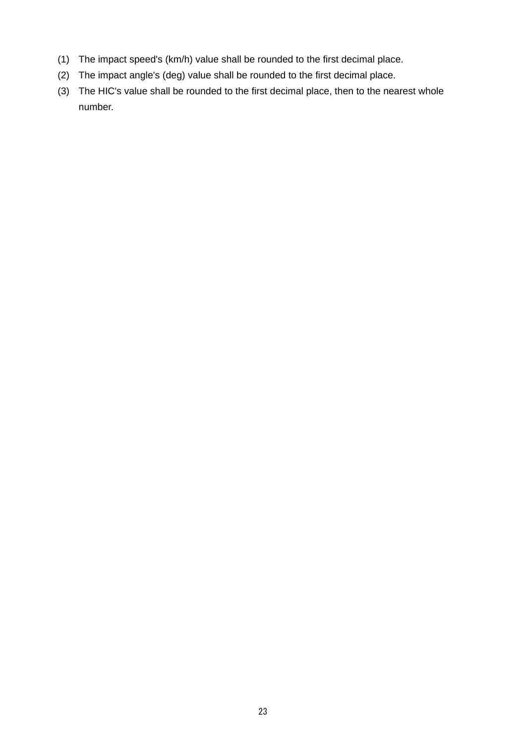(1) The impact speed's (km/h) value shall be rounded to the first decimal place.

(2) The impact angle's (deg) value shall be rounded to the first decimal place.

(3) The HIC's value shall be rounded to the first decimal place, then to the nearest whole number.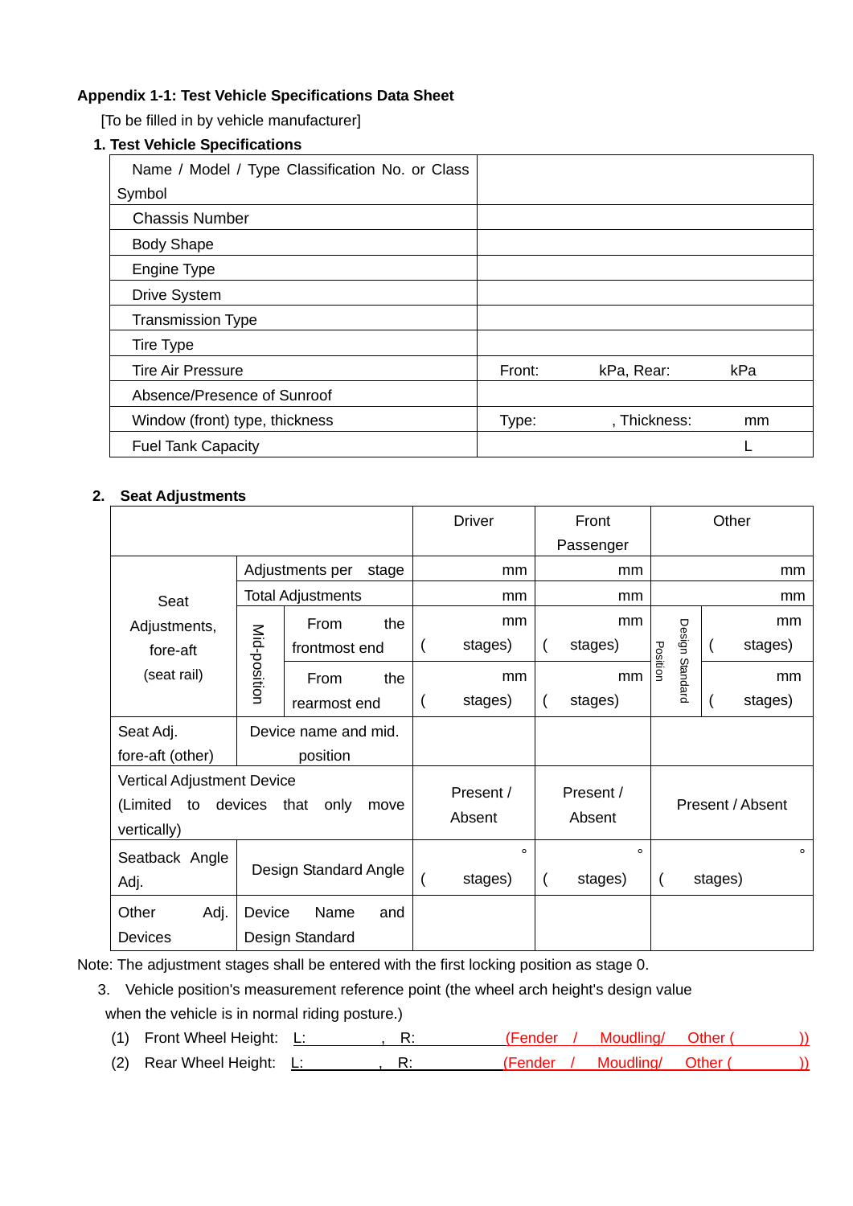**Appendix 1-1: Test Vehicle Specifications Data Sheet**

[To be filled in by vehicle manufacturer]

**1. Test Vehicle Specifications**

| | |
|---|---|
| Name / Model / Type Classification No. or Class Symbol | |
| Chassis Number | |
| Body Shape | |
| Engine Type | |
| Drive System | |
| Transmission Type | |
| Tire Type | |
| Tire Air Pressure | Front: kPa, Rear: kPa |
| Absence/Presence of Sunroof | |
| Window (front) type, thickness | Type: , Thickness: mm |
| Fuel Tank Capacity | L |

**2. Seat Adjustments**

| | | | Driver | Front Passenger | Other | |
|---|---|---|---|---|---|---|
| Seat Adjustments, fore-aft (seat rail) | Adjustments per stage | | mm | mm | mm | |
| | Total Adjustments | | mm | mm | mm | |
| | Mid-position | From the frontmost end | mm ( stages) | mm ( stages) | Design Standard Position | mm ( stages) |
| | | From the rearmost end | mm ( stages) | mm ( stages) | | mm ( stages) |
| Seat Adj. fore-aft (other) | Device name and mid. position | | | | | |
| Vertical Adjustment Device (Limited to devices that only move vertically) | | | Present / Absent | Present / Absent | Present / Absent | |
| Seatback Angle Adj. | Design Standard Angle | | ° ( stages) | ° ( stages) | ° ( stages) | |
| Other Adj. Devices | Device Name and Design Standard | | | | | |

Note: The adjustment stages shall be entered with the first locking position as stage 0.

3. Vehicle position's measurement reference point (the wheel arch height's design value when the vehicle is in normal riding posture.)

(1) Front Wheel Height: L: , R: (Fender / Moudling/ Other ( ))

(2) Rear Wheel Height: L: , R: (Fender / Moudling/ Other ( ))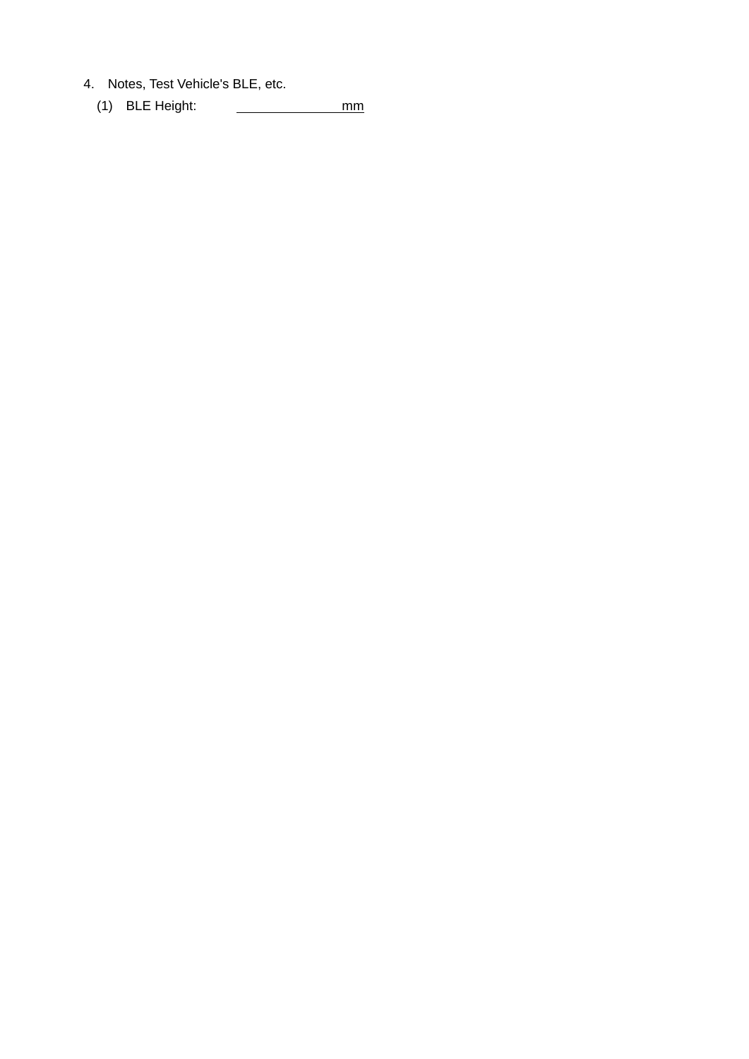4. Notes, Test Vehicle's BLE, etc.

   (1) BLE Height: ______________ mm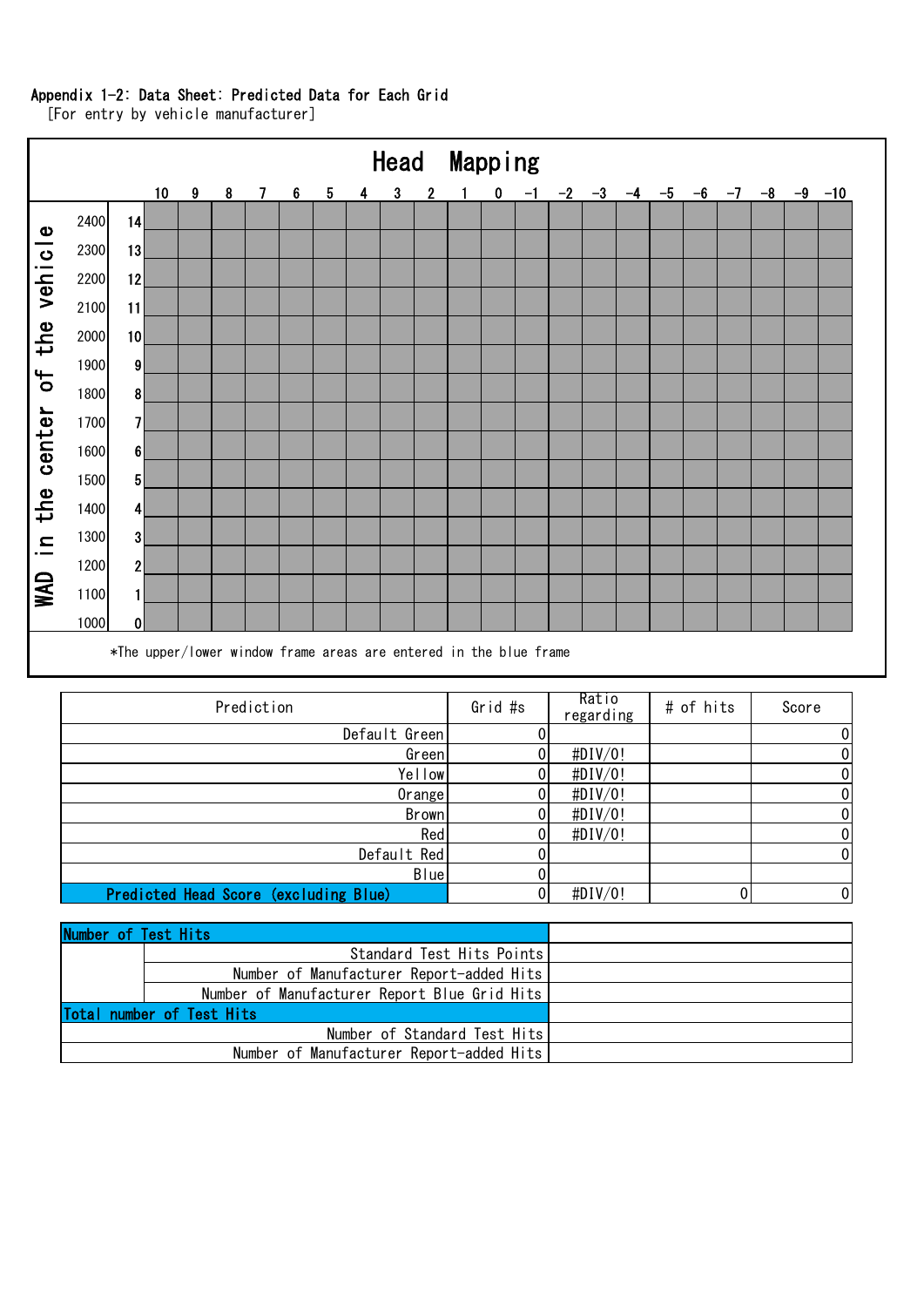Appendix 1-2: Data Sheet: Predicted Data for Each Grid

[For entry by vehicle manufacturer]

## Head Mapping

| WAD in the center of the vehicle | | 10 | 9 | 8 | 7 | 6 | 5 | 4 | 3 | 2 | 1 | 0 | -1 | -2 | -3 | -4 | -5 | -6 | -7 | -8 | -9 | -10 |
|---|---|---|---|---|---|---|---|---|---|---|---|---|---|---|---|---|---|---|---|---|---|---|
| 2400 | 14 | | | | | | | | | | | | | | | | | | | | | |
| 2300 | 13 | | | | | | | | | | | | | | | | | | | | | |
| 2200 | 12 | | | | | | | | | | | | | | | | | | | | | |
| 2100 | 11 | | | | | | | | | | | | | | | | | | | | | |
| 2000 | 10 | | | | | | | | | | | | | | | | | | | | | |
| 1900 | 9 | | | | | | | | | | | | | | | | | | | | | |
| 1800 | 8 | | | | | | | | | | | | | | | | | | | | | |
| 1700 | 7 | | | | | | | | | | | | | | | | | | | | | |
| 1600 | 6 | | | | | | | | | | | | | | | | | | | | | |
| 1500 | 5 | | | | | | | | | | | | | | | | | | | | | |
| 1400 | 4 | | | | | | | | | | | | | | | | | | | | | |
| 1300 | 3 | | | | | | | | | | | | | | | | | | | | | |
| 1200 | 2 | | | | | | | | | | | | | | | | | | | | | |
| 1100 | 1 | | | | | | | | | | | | | | | | | | | | | |
| 1000 | 0 | | | | | | | | | | | | | | | | | | | | | |

*The upper/lower window frame areas are entered in the blue frame

| Prediction | Grid #s | Ratio regarding | # of hits | Score |
|---|---|---|---|---|
| Default Green | 0 | | | 0 |
| Green | 0 | #DIV/0! | | 0 |
| Yellow | 0 | #DIV/0! | | 0 |
| Orange | 0 | #DIV/0! | | 0 |
| Brown | 0 | #DIV/0! | | 0 |
| Red | 0 | #DIV/0! | | 0 |
| Default Red | 0 | | | 0 |
| Blue | 0 | | | |
| **Predicted Head Score (excluding Blue)** | 0 | #DIV/0! | 0 | 0 |

| Number of Test Hits | | |
|---|---|---|
| | Standard Test Hits Points | |
| | Number of Manufacturer Report-added Hits | |
| | Number of Manufacturer Report Blue Grid Hits | |
| **Total number of Test Hits** | | |
| | Number of Standard Test Hits | |
| | Number of Manufacturer Report-added Hits | |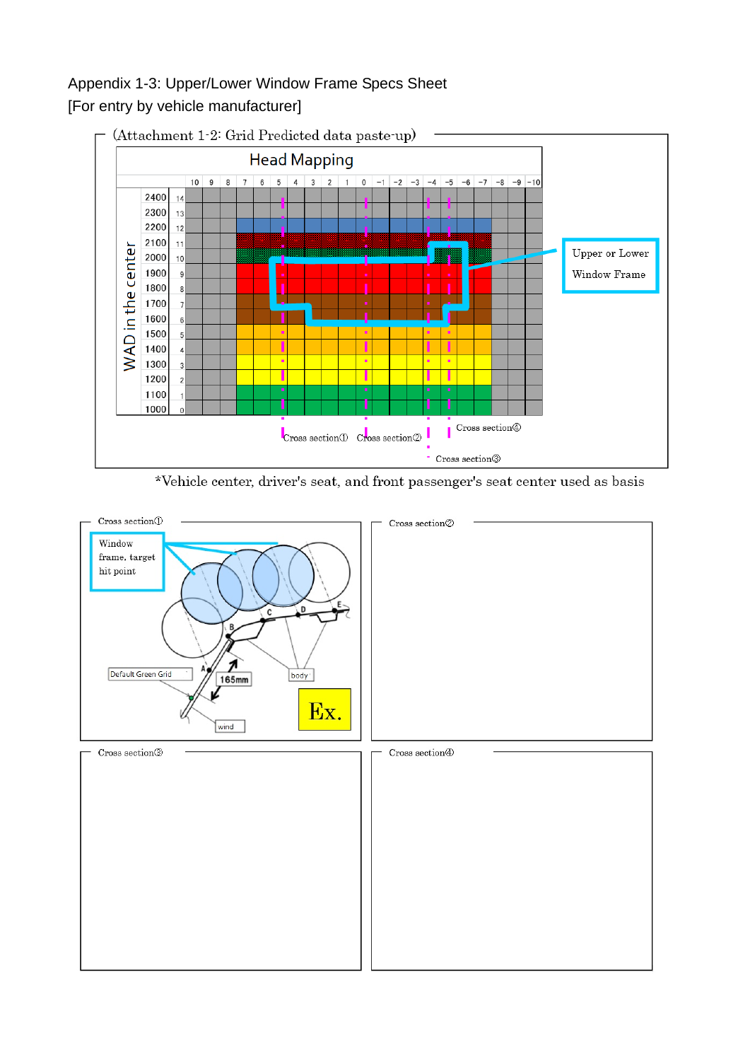Appendix 1-3: Upper/Lower Window Frame Specs Sheet

[For entry by vehicle manufacturer]

(Attachment 1-2: Grid Predicted data paste-up)

Head Mapping

WAD in the center

| | | 10 | 9 | 8 | 7 | 6 | 5 | 4 | 3 | 2 | 1 | 0 | −1 | −2 | −3 | −4 | −5 | −6 | −7 | −8 | −9 | −10 |
|---|---|---|---|---|---|---|---|---|---|---|---|---|---|---|---|---|---|---|---|---|---|---|
| 2400 | 14 | | | | | | | | | | | | | | | | | | | | | |
| 2300 | 13 | | | | | | | | | | | | | | | | | | | | | |
| 2200 | 12 | | | | | | | | | | | | | | | | | | | | | |
| 2100 | 11 | | | | | | | | | | | | | | | | | | | | | |
| 2000 | 10 | | | | | | | | | | | | | | | | | | | | | |
| 1900 | 9 | | | | | | | | | | | | | | | | | | | | | |
| 1800 | 8 | | | | | | | | | | | | | | | | | | | | | |
| 1700 | 7 | | | | | | | | | | | | | | | | | | | | | |
| 1600 | 6 | | | | | | | | | | | | | | | | | | | | | |
| 1500 | 5 | | | | | | | | | | | | | | | | | | | | | |
| 1400 | 4 | | | | | | | | | | | | | | | | | | | | | |
| 1300 | 3 | | | | | | | | | | | | | | | | | | | | | |
| 1200 | 2 | | | | | | | | | | | | | | | | | | | | | |
| 1100 | 1 | | | | | | | | | | | | | | | | | | | | | |
| 1000 | 0 | | | | | | | | | | | | | | | | | | | | | |

Upper or Lower Window Frame

Cross section①　Cross section②　Cross section③　Cross section④

*Vehicle center, driver's seat, and front passenger's seat center used as basis

Cross section①

Window frame, target hit point

Default Green Grid

165mm

body

wind

A B C D E

Ex.

Cross section②

Cross section③

Cross section④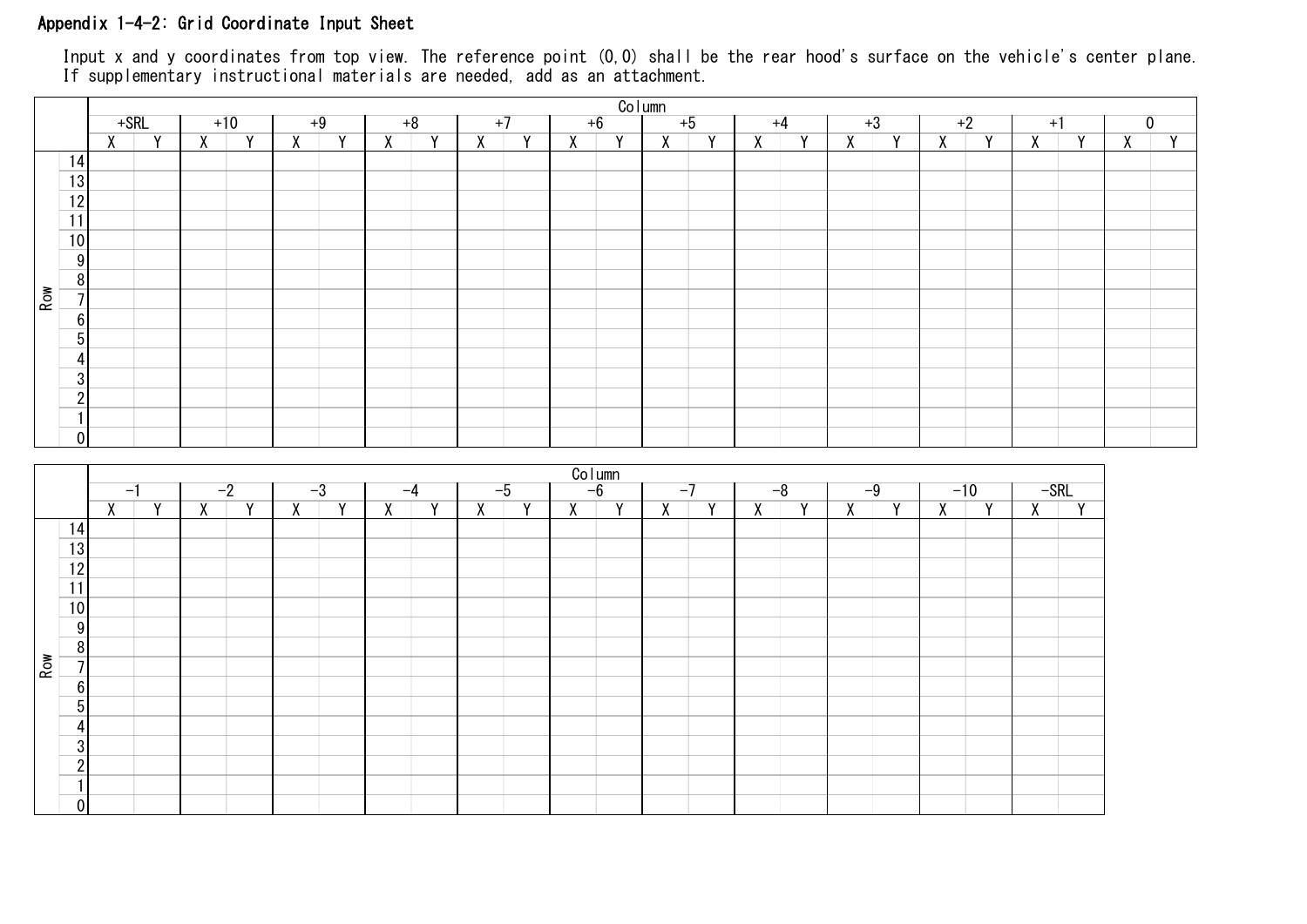Appendix 1-4-2: Grid Coordinate Input Sheet

Input x and y coordinates from top view. The reference point (0,0) shall be the rear hood's surface on the vehicle's center plane. If supplementary instructional materials are needed, add as an attachment.

| Row | +SRL | | +10 | | +9 | | +8 | | +7 | | +6 | | +5 | | +4 | | +3 | | +2 | | +1 | | 0 | |
|---|---|---|---|---|---|---|---|---|---|---|---|---|---|---|---|---|---|---|---|---|---|---|---|---|
| | X | Y | X | Y | X | Y | X | Y | X | Y | X | Y | X | Y | X | Y | X | Y | X | Y | X | Y | X | Y |
| 14 | | | | | | | | | | | | | | | | | | | | | | | | |
| 13 | | | | | | | | | | | | | | | | | | | | | | | | |
| 12 | | | | | | | | | | | | | | | | | | | | | | | | |
| 11 | | | | | | | | | | | | | | | | | | | | | | | | |
| 10 | | | | | | | | | | | | | | | | | | | | | | | | |
| 9 | | | | | | | | | | | | | | | | | | | | | | | | |
| 8 | | | | | | | | | | | | | | | | | | | | | | | | |
| 7 | | | | | | | | | | | | | | | | | | | | | | | | |
| 6 | | | | | | | | | | | | | | | | | | | | | | | | |
| 5 | | | | | | | | | | | | | | | | | | | | | | | | |
| 4 | | | | | | | | | | | | | | | | | | | | | | | | |
| 3 | | | | | | | | | | | | | | | | | | | | | | | | |
| 2 | | | | | | | | | | | | | | | | | | | | | | | | |
| 1 | | | | | | | | | | | | | | | | | | | | | | | | |
| 0 | | | | | | | | | | | | | | | | | | | | | | | | |

| Row | -1 | | -2 | | -3 | | -4 | | -5 | | -6 | | -7 | | -8 | | -9 | | -10 | | -SRL | |
|---|---|---|---|---|---|---|---|---|---|---|---|---|---|---|---|---|---|---|---|---|---|---|
| | X | Y | X | Y | X | Y | X | Y | X | Y | X | Y | X | Y | X | Y | X | Y | X | Y | X | Y |
| 14 | | | | | | | | | | | | | | | | | | | | | | |
| 13 | | | | | | | | | | | | | | | | | | | | | | |
| 12 | | | | | | | | | | | | | | | | | | | | | | |
| 11 | | | | | | | | | | | | | | | | | | | | | | |
| 10 | | | | | | | | | | | | | | | | | | | | | | |
| 9 | | | | | | | | | | | | | | | | | | | | | | |
| 8 | | | | | | | | | | | | | | | | | | | | | | |
| 7 | | | | | | | | | | | | | | | | | | | | | | |
| 6 | | | | | | | | | | | | | | | | | | | | | | |
| 5 | | | | | | | | | | | | | | | | | | | | | | |
| 4 | | | | | | | | | | | | | | | | | | | | | | |
| 3 | | | | | | | | | | | | | | | | | | | | | | |
| 2 | | | | | | | | | | | | | | | | | | | | | | |
| 1 | | | | | | | | | | | | | | | | | | | | | | |
| 0 | | | | | | | | | | | | | | | | | | | | | | |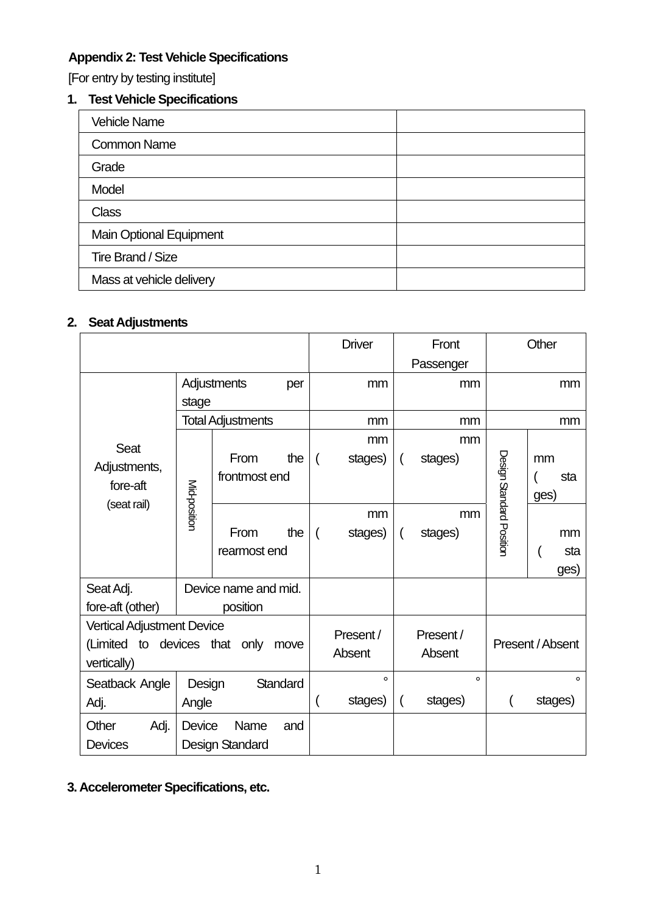**Appendix 2: Test Vehicle Specifications**

[For entry by testing institute]

**1. Test Vehicle Specifications**

| Vehicle Name | |
|---|---|
| Common Name | |
| Grade | |
| Model | |
| Class | |
| Main Optional Equipment | |
| Tire Brand / Size | |
| Mass at vehicle delivery | |

**2. Seat Adjustments**

| | | | Driver | Front Passenger | Other | |
|---|---|---|---|---|---|---|
| Seat Adjustments, fore-aft (seat rail) | Adjustments per stage | | mm | mm | mm | |
| | Total Adjustments | | mm | mm | mm | |
| | Mid-position | From the frontmost end | mm ( stages) | mm ( stages) | Design Standard Position | mm ( stages) |
| | | From the rearmost end | mm ( stages) | mm ( stages) | | mm ( stages) |
| Seat Adj. fore-aft (other) | Device name and mid. position | | | | | |
| Vertical Adjustment Device (Limited to devices that only move vertically) | | | Present / Absent | Present / Absent | Present / Absent | |
| Seatback Angle Adj. | Design Standard Angle | | ° ( stages) | ° ( stages) | ° ( stages) | |
| Other Adj. Devices | Device Name and Design Standard | | | | | |

**3. Accelerometer Specifications, etc.**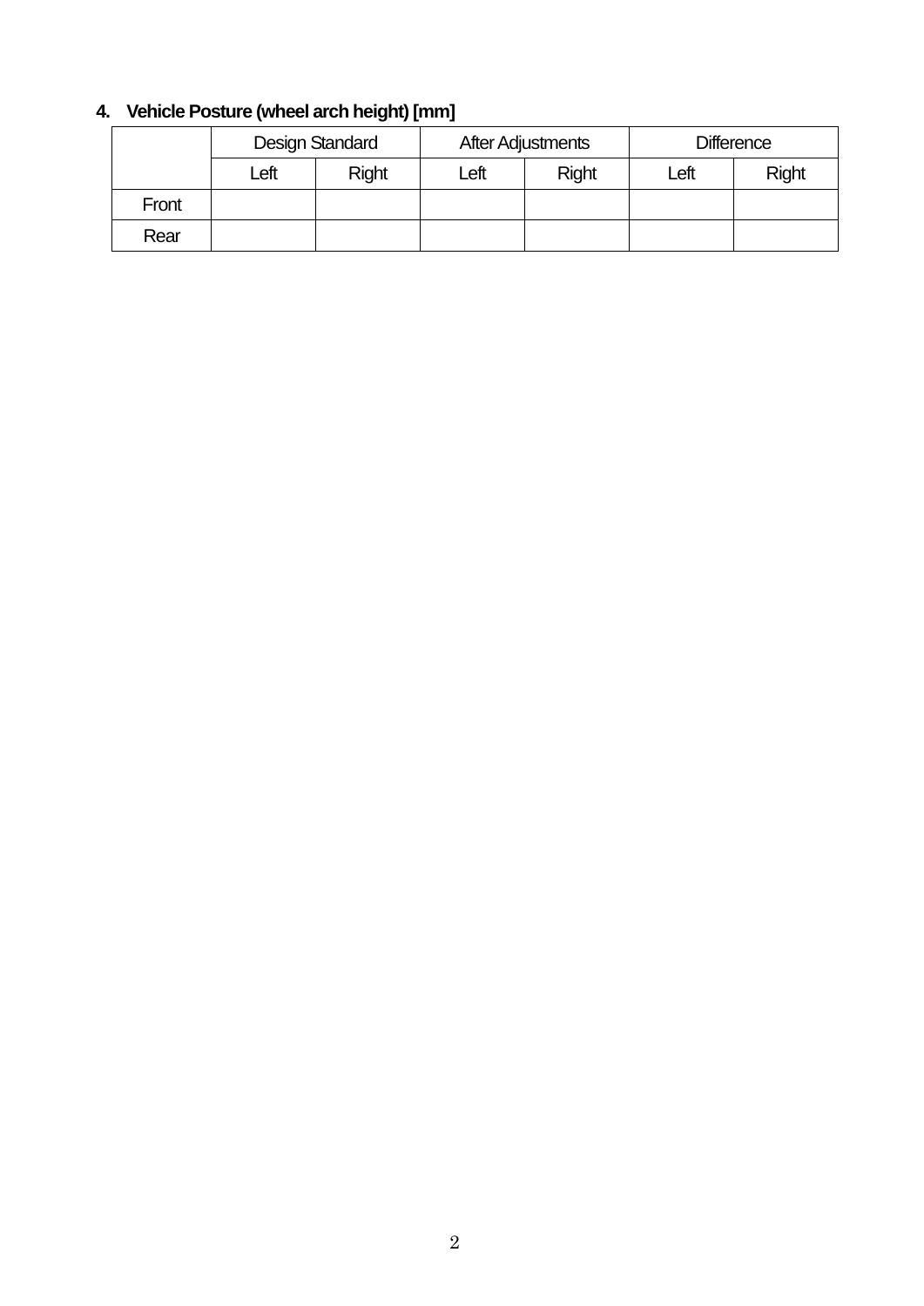### 4. Vehicle Posture (wheel arch height) [mm]

| | Design Standard | | After Adjustments | | Difference | |
|---|---|---|---|---|---|---|
| | Left | Right | Left | Right | Left | Right |
| Front | | | | | | |
| Rear | | | | | | |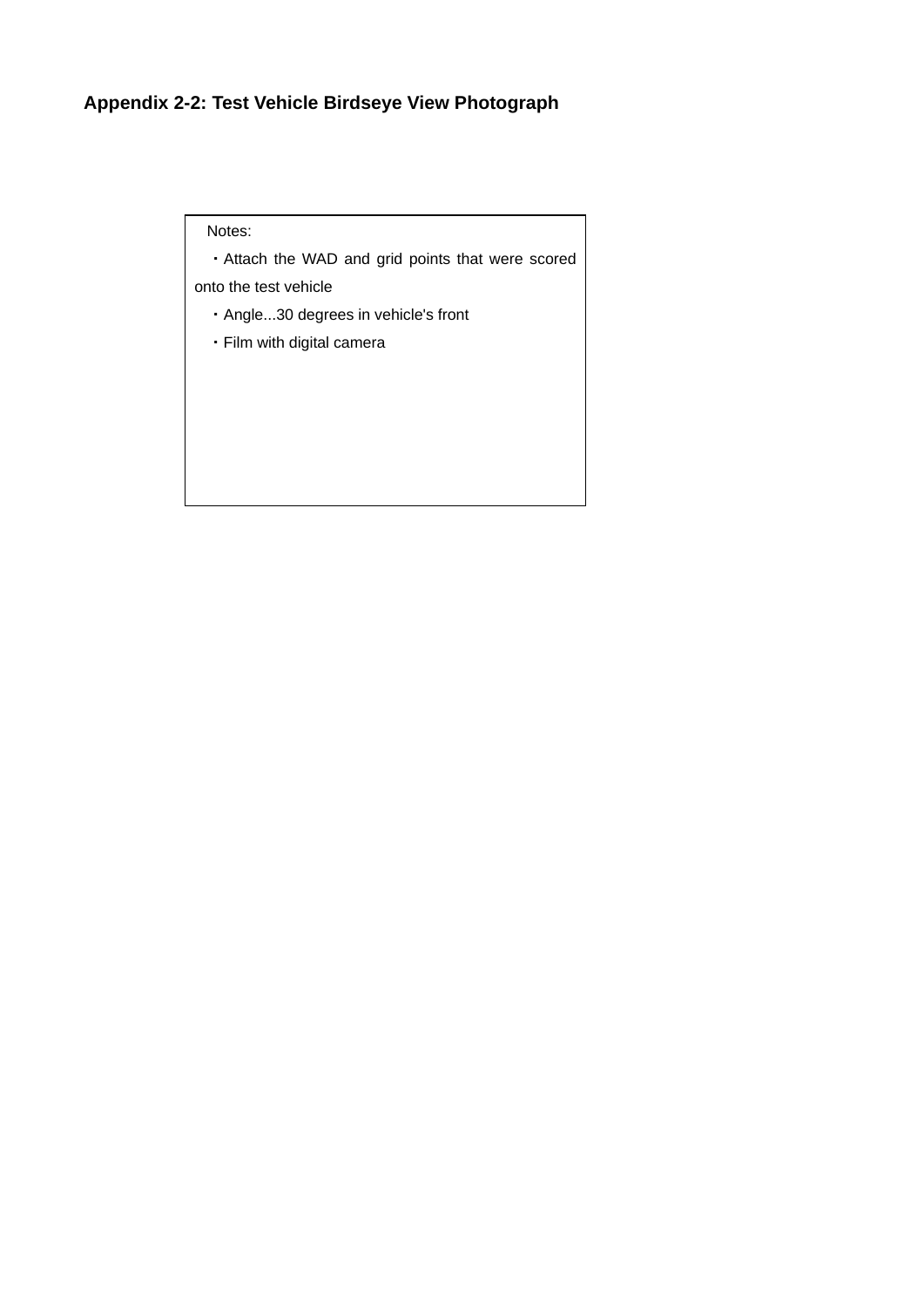## Appendix 2-2: Test Vehicle Birdseye View Photograph

Notes:

・Attach the WAD and grid points that were scored onto the test vehicle

・Angle...30 degrees in vehicle's front

・Film with digital camera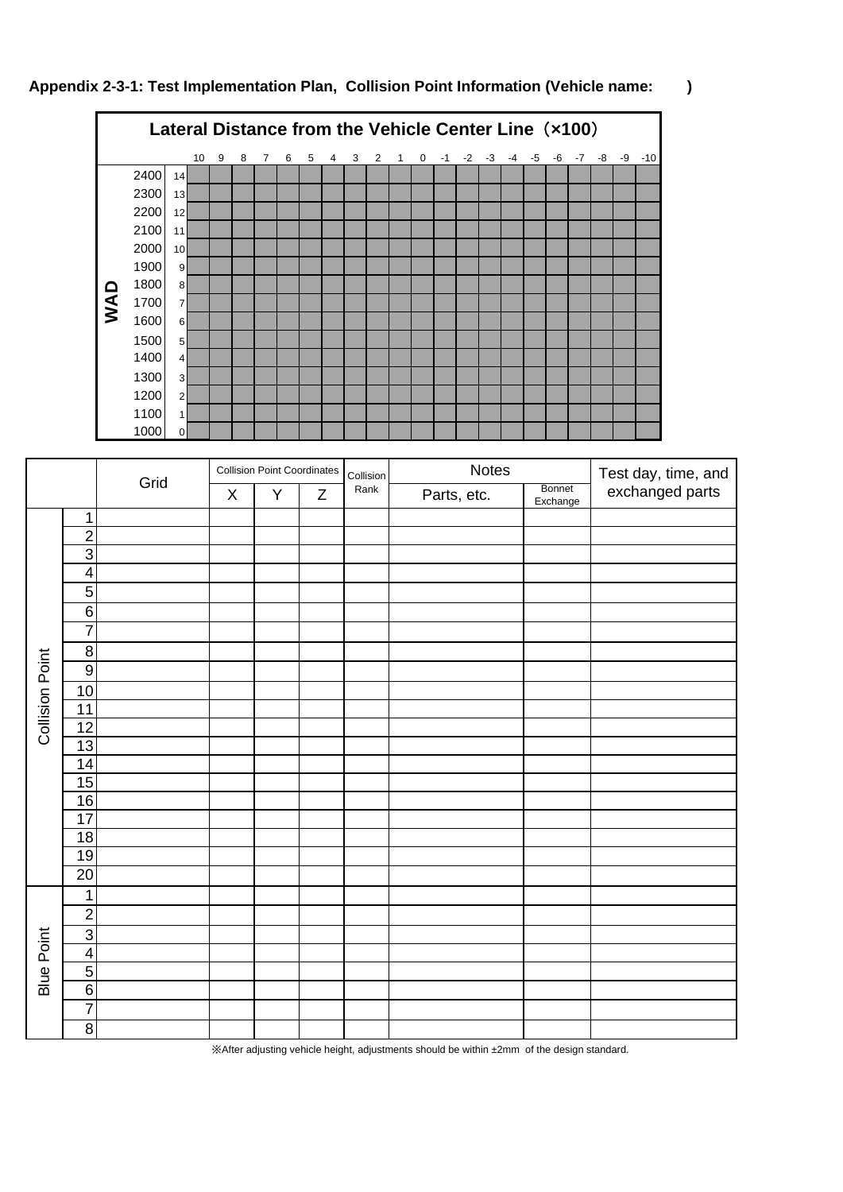**Appendix 2-3-1: Test Implementation Plan, Collision Point Information (Vehicle name: )**

**Lateral Distance from the Vehicle Center Line（×100）**

| WAD | | 10 | 9 | 8 | 7 | 6 | 5 | 4 | 3 | 2 | 1 | 0 | -1 | -2 | -3 | -4 | -5 | -6 | -7 | -8 | -9 | -10 |
|---|---|---|---|---|---|---|---|---|---|---|---|---|---|---|---|---|---|---|---|---|---|---|
| 2400 | 14 | | | | | | | | | | | | | | | | | | | | | |
| 2300 | 13 | | | | | | | | | | | | | | | | | | | | | |
| 2200 | 12 | | | | | | | | | | | | | | | | | | | | | |
| 2100 | 11 | | | | | | | | | | | | | | | | | | | | | |
| 2000 | 10 | | | | | | | | | | | | | | | | | | | | | |
| 1900 | 9 | | | | | | | | | | | | | | | | | | | | | |
| 1800 | 8 | | | | | | | | | | | | | | | | | | | | | |
| 1700 | 7 | | | | | | | | | | | | | | | | | | | | | |
| 1600 | 6 | | | | | | | | | | | | | | | | | | | | | |
| 1500 | 5 | | | | | | | | | | | | | | | | | | | | | |
| 1400 | 4 | | | | | | | | | | | | | | | | | | | | | |
| 1300 | 3 | | | | | | | | | | | | | | | | | | | | | |
| 1200 | 2 | | | | | | | | | | | | | | | | | | | | | |
| 1100 | 1 | | | | | | | | | | | | | | | | | | | | | |
| 1000 | 0 | | | | | | | | | | | | | | | | | | | | | |

| | | Grid | Collision Point Coordinates | | | Collision Rank | Notes | | Test day, time, and exchanged parts |
|---|---|---|---|---|---|---|---|---|---|
| | | | X | Y | Z | | Parts, etc. | Bonnet Exchange | |
| Collision Point | 1 | | | | | | | | |
| | 2 | | | | | | | | |
| | 3 | | | | | | | | |
| | 4 | | | | | | | | |
| | 5 | | | | | | | | |
| | 6 | | | | | | | | |
| | 7 | | | | | | | | |
| | 8 | | | | | | | | |
| | 9 | | | | | | | | |
| | 10 | | | | | | | | |
| | 11 | | | | | | | | |
| | 12 | | | | | | | | |
| | 13 | | | | | | | | |
| | 14 | | | | | | | | |
| | 15 | | | | | | | | |
| | 16 | | | | | | | | |
| | 17 | | | | | | | | |
| | 18 | | | | | | | | |
| | 19 | | | | | | | | |
| | 20 | | | | | | | | |
| Blue Point | 1 | | | | | | | | |
| | 2 | | | | | | | | |
| | 3 | | | | | | | | |
| | 4 | | | | | | | | |
| | 5 | | | | | | | | |
| | 6 | | | | | | | | |
| | 7 | | | | | | | | |
| | 8 | | | | | | | | |

※After adjusting vehicle height, adjustments should be within ±2mm of the design standard.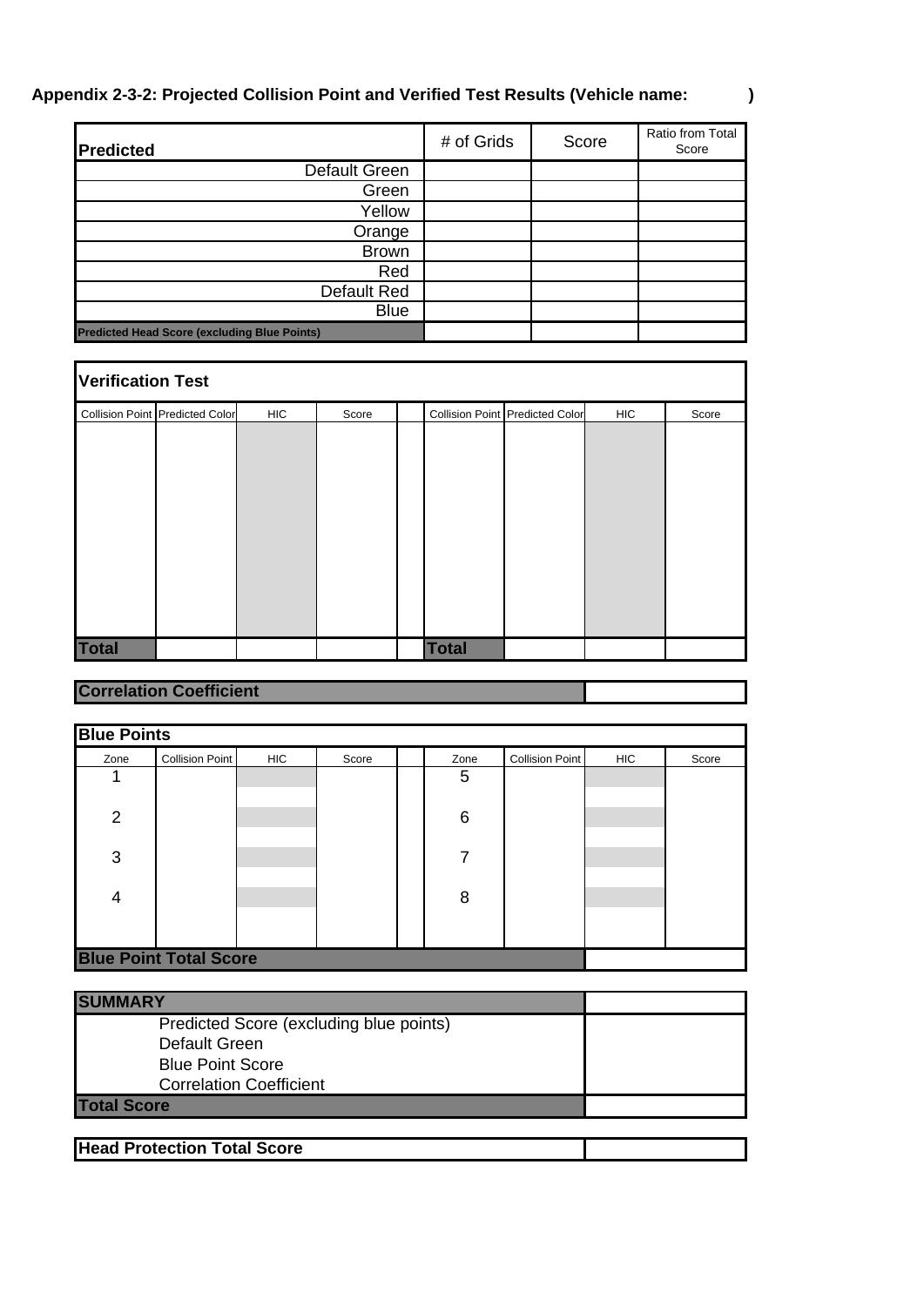**Appendix 2-3-2: Projected Collision Point and Verified Test Results (Vehicle name: )**

| Predicted | # of Grids | Score | Ratio from Total Score |
|---|---|---|---|
| Default Green | | | |
| Green | | | |
| Yellow | | | |
| Orange | | | |
| Brown | | | |
| Red | | | |
| Default Red | | | |
| Blue | | | |
| **Predicted Head Score (excluding Blue Points)** | | | |

**Verification Test**

| Collision Point | Predicted Color | HIC | Score | | Collision Point | Predicted Color | HIC | Score |
|---|---|---|---|---|---|---|---|---|
| | | | | | | | | |
| **Total** | | | | | **Total** | | | |

| **Correlation Coefficient** | |
|---|---|

**Blue Points**

| Zone | Collision Point | HIC | Score | | Zone | Collision Point | HIC | Score |
|---|---|---|---|---|---|---|---|---|
| 1 | | | | | 5 | | | |
| 2 | | | | | 6 | | | |
| 3 | | | | | 7 | | | |
| 4 | | | | | 8 | | | |
| **Blue Point Total Score** | | | | | | | | |

| **SUMMARY** | |
|---|---|
| Predicted Score (excluding blue points) | |
| Default Green | |
| Blue Point Score | |
| Correlation Coefficient | |
| **Total Score** | |

| **Head Protection Total Score** | |
|---|---|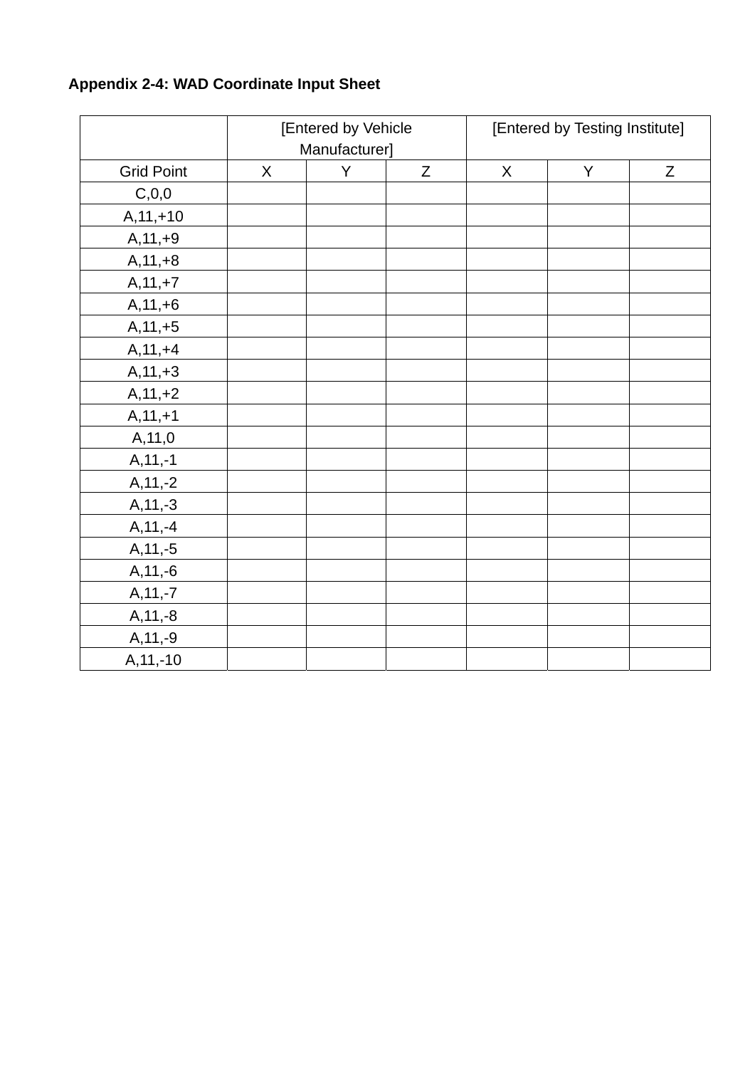**Appendix 2-4: WAD Coordinate Input Sheet**

| | [Entered by Vehicle Manufacturer] | | | [Entered by Testing Institute] | | |
|---|---|---|---|---|---|---|
| Grid Point | X | Y | Z | X | Y | Z |
| C,0,0 | | | | | | |
| A,11,+10 | | | | | | |
| A,11,+9 | | | | | | |
| A,11,+8 | | | | | | |
| A,11,+7 | | | | | | |
| A,11,+6 | | | | | | |
| A,11,+5 | | | | | | |
| A,11,+4 | | | | | | |
| A,11,+3 | | | | | | |
| A,11,+2 | | | | | | |
| A,11,+1 | | | | | | |
| A,11,0 | | | | | | |
| A,11,-1 | | | | | | |
| A,11,-2 | | | | | | |
| A,11,-3 | | | | | | |
| A,11,-4 | | | | | | |
| A,11,-5 | | | | | | |
| A,11,-6 | | | | | | |
| A,11,-7 | | | | | | |
| A,11,-8 | | | | | | |
| A,11,-9 | | | | | | |
| A,11,-10 | | | | | | |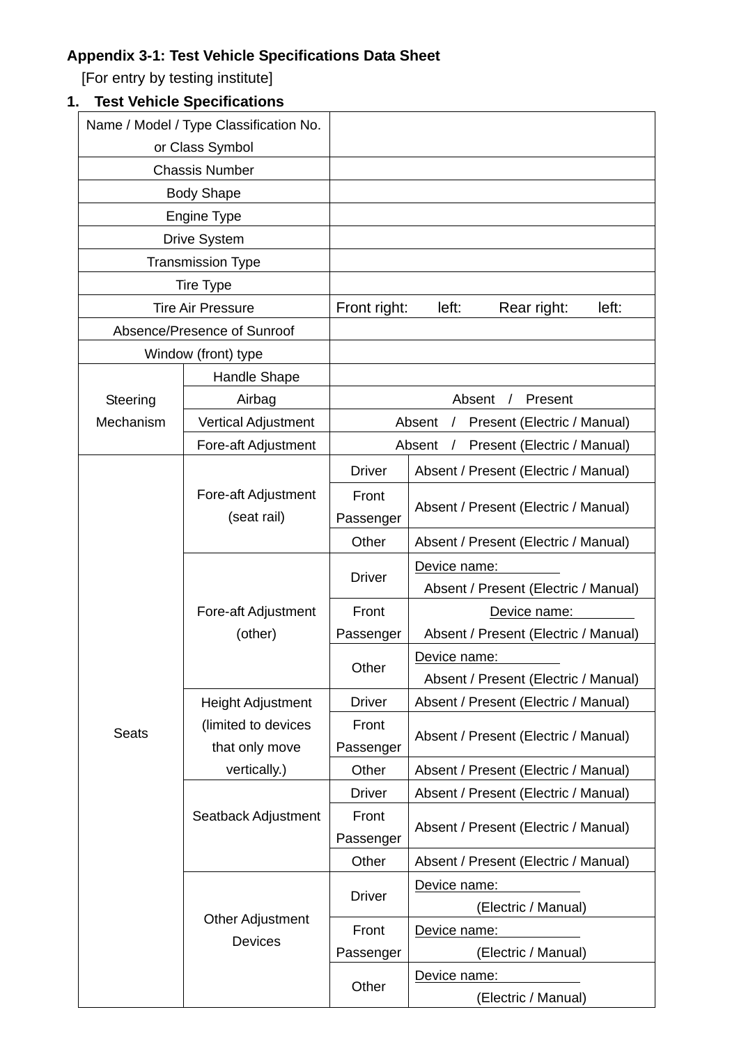**Appendix 3-1: Test Vehicle Specifications Data Sheet**

[For entry by testing institute]

**1. Test Vehicle Specifications**

| | | | |
|---|---|---|---|
| Name / Model / Type Classification No. or Class Symbol | | | |
| Chassis Number | | | |
| Body Shape | | | |
| Engine Type | | | |
| Drive System | | | |
| Transmission Type | | | |
| Tire Type | | | |
| Tire Air Pressure | | Front right: left: Rear right: left: | |
| Absence/Presence of Sunroof | | | |
| Window (front) type | | | |
| Steering Mechanism | Handle Shape | | |
| | Airbag | Absent / Present | |
| | Vertical Adjustment | Absent / Present (Electric / Manual) | |
| | Fore-aft Adjustment | Absent / Present (Electric / Manual) | |
| Seats | Fore-aft Adjustment (seat rail) | Driver | Absent / Present (Electric / Manual) |
| | | Front Passenger | Absent / Present (Electric / Manual) |
| | | Other | Absent / Present (Electric / Manual) |
| | Fore-aft Adjustment (other) | Driver | Device name: Absent / Present (Electric / Manual) |
| | | Front Passenger | Device name: Absent / Present (Electric / Manual) |
| | | Other | Device name: Absent / Present (Electric / Manual) |
| | Height Adjustment (limited to devices that only move vertically.) | Driver | Absent / Present (Electric / Manual) |
| | | Front Passenger | Absent / Present (Electric / Manual) |
| | | Other | Absent / Present (Electric / Manual) |
| | Seatback Adjustment | Driver | Absent / Present (Electric / Manual) |
| | | Front Passenger | Absent / Present (Electric / Manual) |
| | | Other | Absent / Present (Electric / Manual) |
| | Other Adjustment Devices | Driver | Device name: (Electric / Manual) |
| | | Front Passenger | Device name: (Electric / Manual) |
| | | Other | Device name: (Electric / Manual) |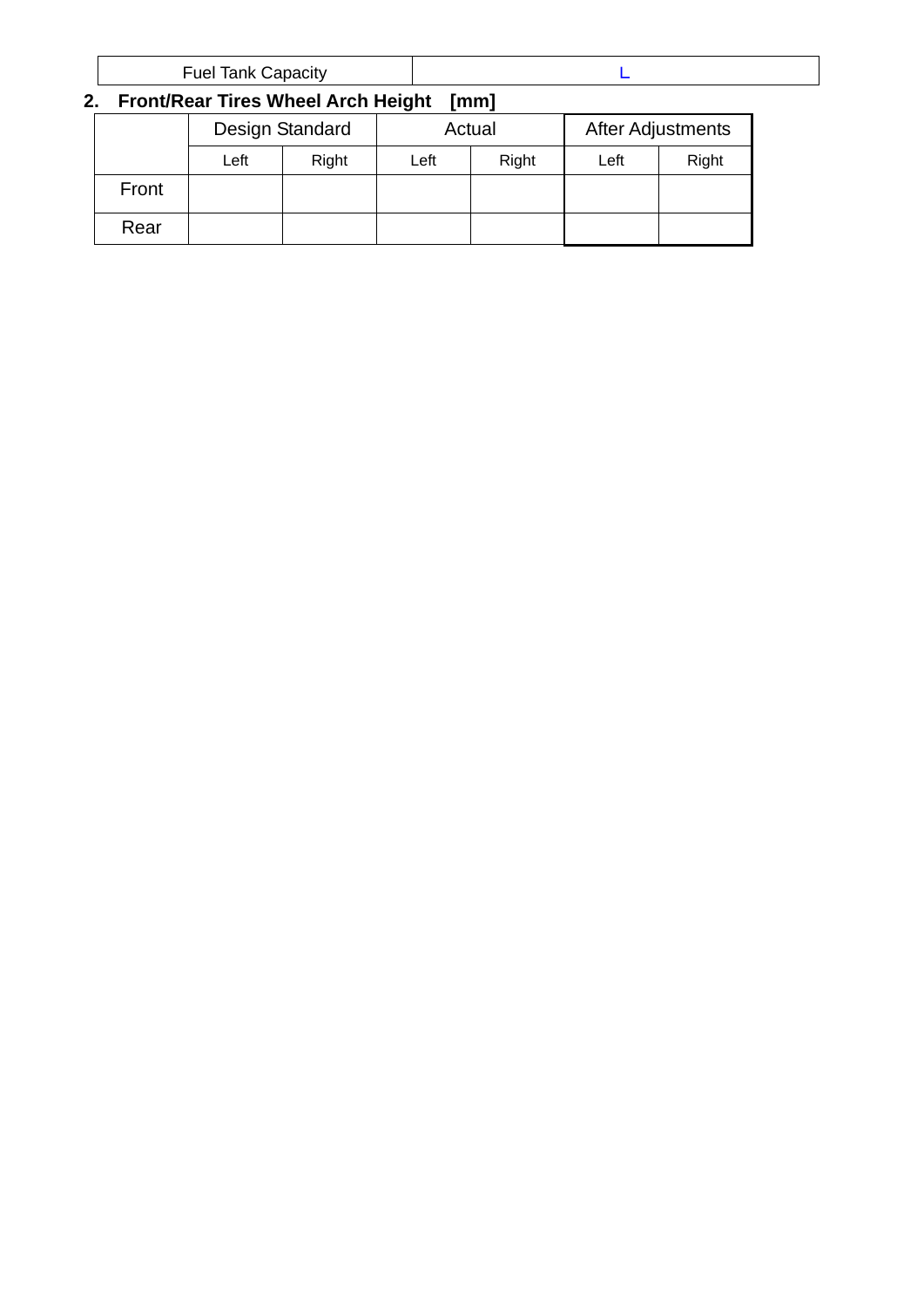| Fuel Tank Capacity | L |
| --- | --- |

## 2. Front/Rear Tires Wheel Arch Height [mm]

| | Design Standard | | Actual | | After Adjustments | |
| --- | --- | --- | --- | --- | --- | --- |
| | Left | Right | Left | Right | Left | Right |
| Front | | | | | | |
| Rear | | | | | | |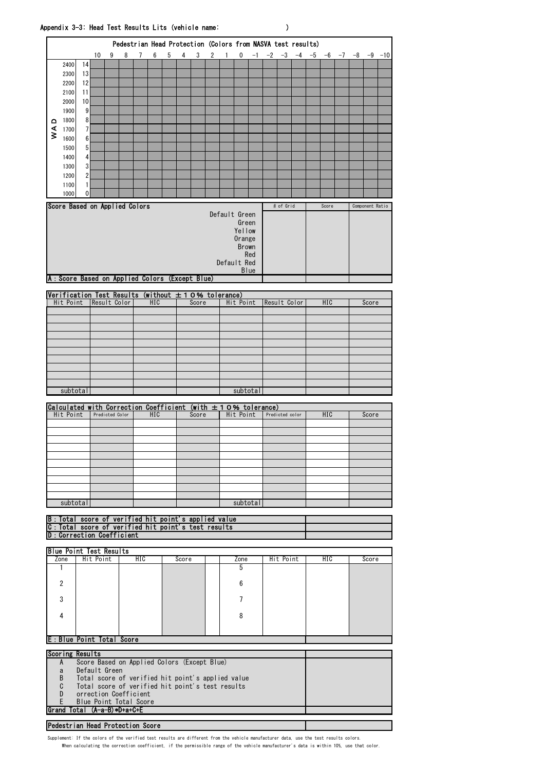Appendix 3-3: Head Test Results Lits (vehicle name: )

**Pedestrian Head Protection (Colors from NASVA test results)**

| WAD | | 10 | 9 | 8 | 7 | 6 | 5 | 4 | 3 | 2 | 1 | 0 | -1 | -2 | -3 | -4 | -5 | -6 | -7 | -8 | -9 | -10 |
|---|---|---|---|---|---|---|---|---|---|---|---|---|---|---|---|---|---|---|---|---|---|---|
| 2400 | 14 | | | | | | | | | | | | | | | | | | | | | |
| 2300 | 13 | | | | | | | | | | | | | | | | | | | | | |
| 2200 | 12 | | | | | | | | | | | | | | | | | | | | | |
| 2100 | 11 | | | | | | | | | | | | | | | | | | | | | |
| 2000 | 10 | | | | | | | | | | | | | | | | | | | | | |
| 1900 | 9 | | | | | | | | | | | | | | | | | | | | | |
| 1800 | 8 | | | | | | | | | | | | | | | | | | | | | |
| 1700 | 7 | | | | | | | | | | | | | | | | | | | | | |
| 1600 | 6 | | | | | | | | | | | | | | | | | | | | | |
| 1500 | 5 | | | | | | | | | | | | | | | | | | | | | |
| 1400 | 4 | | | | | | | | | | | | | | | | | | | | | |
| 1300 | 3 | | | | | | | | | | | | | | | | | | | | | |
| 1200 | 2 | | | | | | | | | | | | | | | | | | | | | |
| 1100 | 1 | | | | | | | | | | | | | | | | | | | | | |
| 1000 | 0 | | | | | | | | | | | | | | | | | | | | | |

| Score Based on Applied Colors | # of Grid | Score | Component Ratio |
|---|---|---|---|
| Default Green | | | |
| Green | | | |
| Yellow | | | |
| Orange | | | |
| Brown | | | |
| Red | | | |
| Default Red | | | |
| Blue | | | |
| A: Score Based on Applied Colors (Except Blue) | | | |

**Verification Test Results (without ±10% tolerance)**

| Hit Point | Result Color | HIC | Score | Hit Point | Result Color | HIC | Score |
|---|---|---|---|---|---|---|---|
| | | | | | | | |
| | | | | | | | |
| | | | | | | | |
| | | | | | | | |
| | | | | | | | |
| | | | | | | | |
| | | | | | | | |
| | | | | | | | |
| | | | | | | | |
| | | | | | | | |
| subtotal | | | | subtotal | | | |

**Calculated with Correction Coefficient (with ±10% tolerance)**

| Hit Point | Predicted Color | HIC | Score | Hit Point | Predicted color | HIC | Score |
|---|---|---|---|---|---|---|---|
| | | | | | | | |
| | | | | | | | |
| | | | | | | | |
| | | | | | | | |
| | | | | | | | |
| | | | | | | | |
| | | | | | | | |
| | | | | | | | |
| | | | | | | | |
| | | | | | | | |
| subtotal | | | | subtotal | | | |

| | |
|---|---|
| B: Total score of verified hit point's applied value | |
| C: Total score of verified hit point's test results | |
| D: Correction Coefficient | |

**Blue Point Test Results**

| Zone | Hit Point | HIC | Score | | Zone | Hit Point | HIC | Score |
|---|---|---|---|---|---|---|---|---|
| 1 | | | | | 5 | | | |
| 2 | | | | | 6 | | | |
| 3 | | | | | 7 | | | |
| 4 | | | | | 8 | | | |
| E: Blue Point Total Score | | | | | | | | |

| Scoring Results | | |
|---|---|---|
| A | Score Based on Applied Colors (Except Blue) | |
| a | Default Green | |
| B | Total score of verified hit point's applied value | |
| C | Total score of verified hit point's test results | |
| D | orrection Coefficient | |
| E | Blue Point Total Score | |
| Grand Total (A-a-B)*D+a+C+E | | |

| Pedestrian Head Protection Score | |
|---|---|

Supplement: If the colors of the verified test results are different from the vehicle manufacturer data, use the test results colors.
When calculating the correction coefficient, if the permissible range of the vehicle manufacturer's data is within 10%, use that color.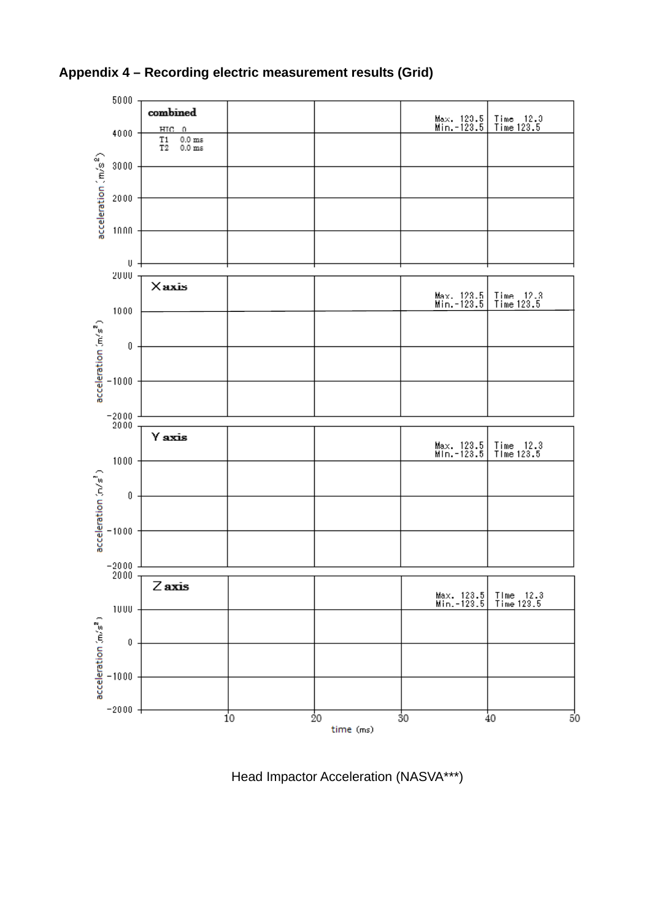**Appendix 4 – Recording electric measurement results (Grid)**

combined

HIC 0

T1 0.0 ms

T2 0.0 ms

Max. 123.5 Time 12.3

Min. -123.5 Time 123.5

X axis

Max. 123.5 Time 12.3

Min. -123.5 Time 123.5

Y axis

Max. 123.5 Time 12.3

Min. -123.5 Time 123.5

Z axis

Max. 123.5 Time 12.3

Min. -123.5 Time 123.5

acceleration ($m/s^2$)

time (ms)

Head Impactor Acceleration (NASVA***)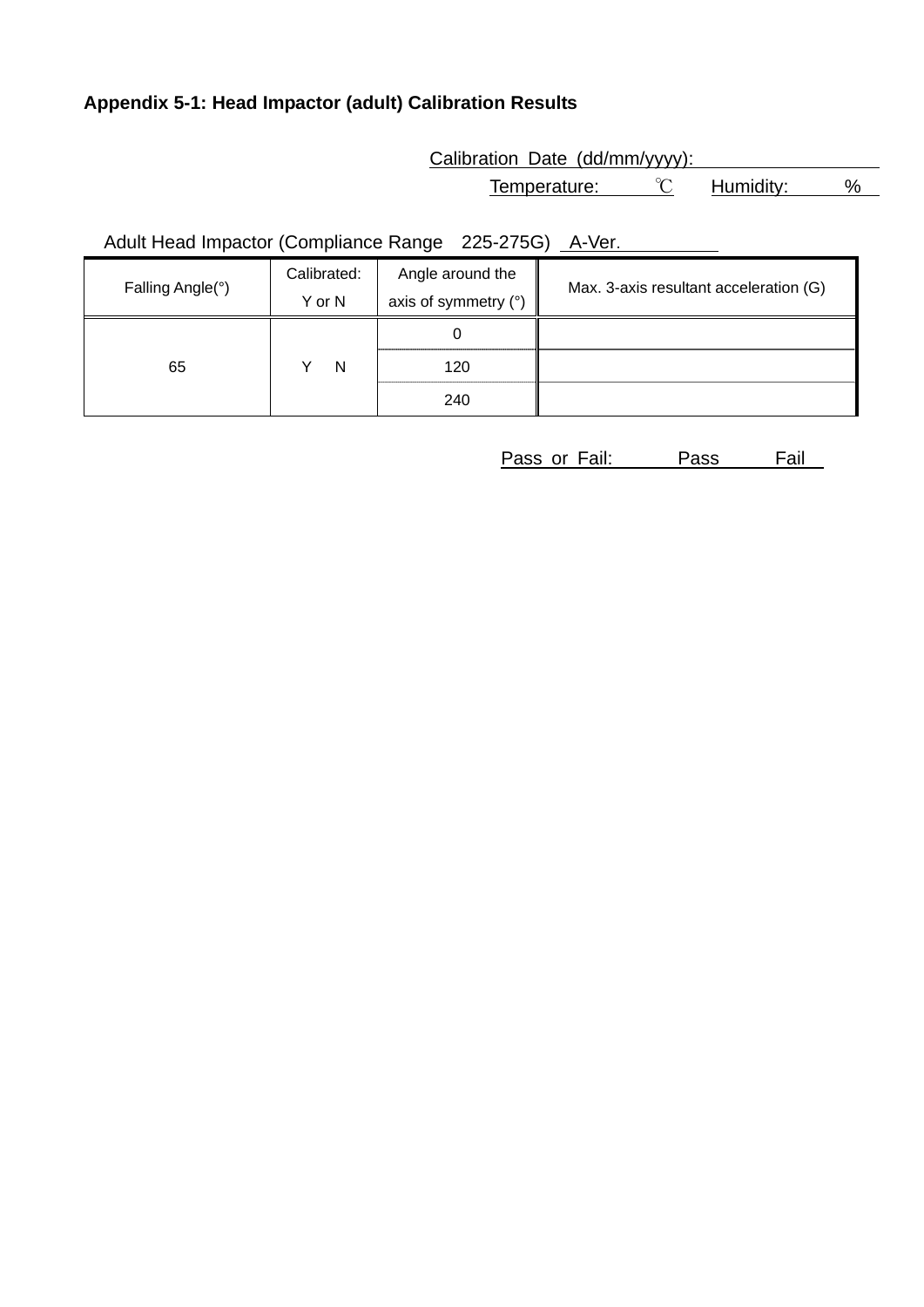**Appendix 5-1: Head Impactor (adult) Calibration Results**

Calibration Date (dd/mm/yyyy): 

Temperature: ℃ Humidity: %

Adult Head Impactor (Compliance Range 225-275G) A-Ver.

| Falling Angle(°) | Calibrated: Y or N | Angle around the axis of symmetry (°) | Max. 3-axis resultant acceleration (G) |
|---|---|---|---|
| 65 | Y N | 0 | |
| | | 120 | |
| | | 240 | |

Pass or Fail: Pass Fail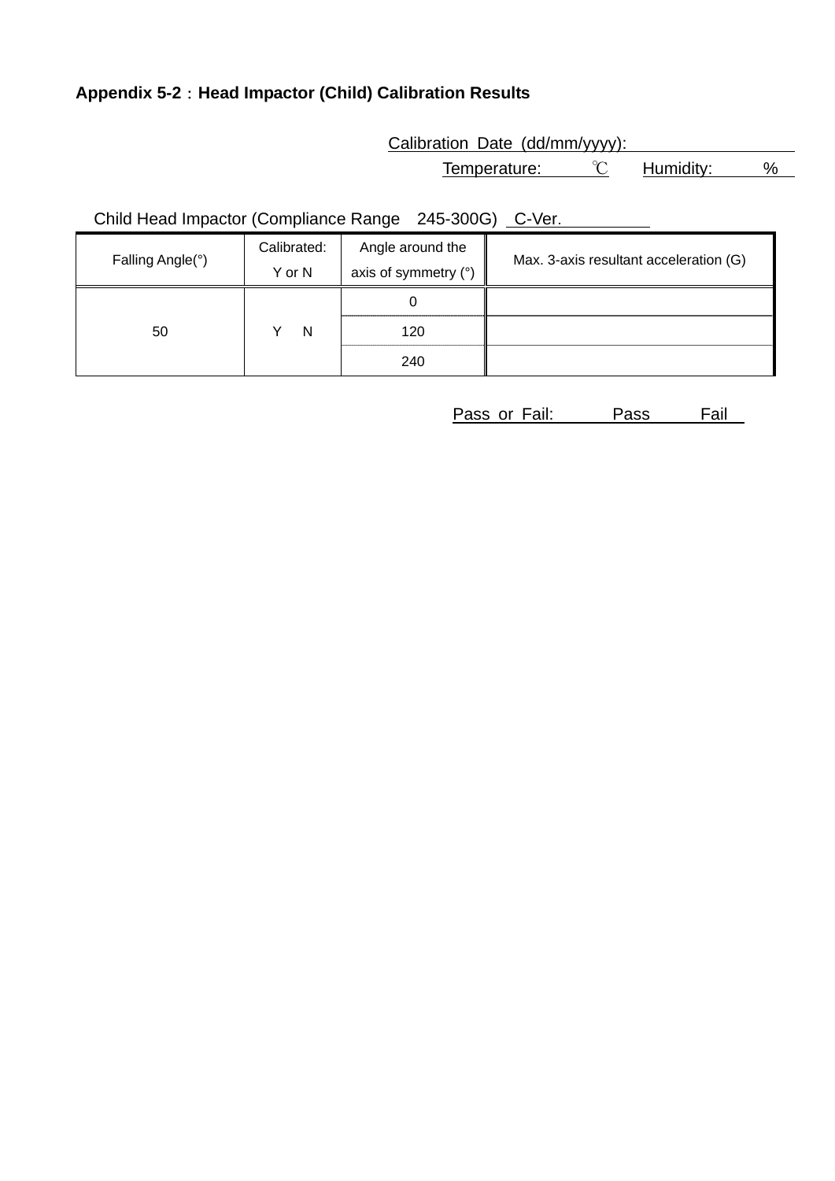**Appendix 5-2：Head Impactor (Child) Calibration Results**

Calibration Date (dd/mm/yyyy): ____________

Temperature: ____ ℃ Humidity: ____ %

Child Head Impactor (Compliance Range 245-300G) C-Ver. ________

| Falling Angle(°) | Calibrated: Y or N | Angle around the axis of symmetry (°) | Max. 3-axis resultant acceleration (G) |
|---|---|---|---|
| 50 | Y N | 0 | |
| | | 120 | |
| | | 240 | |

Pass or Fail: Pass Fail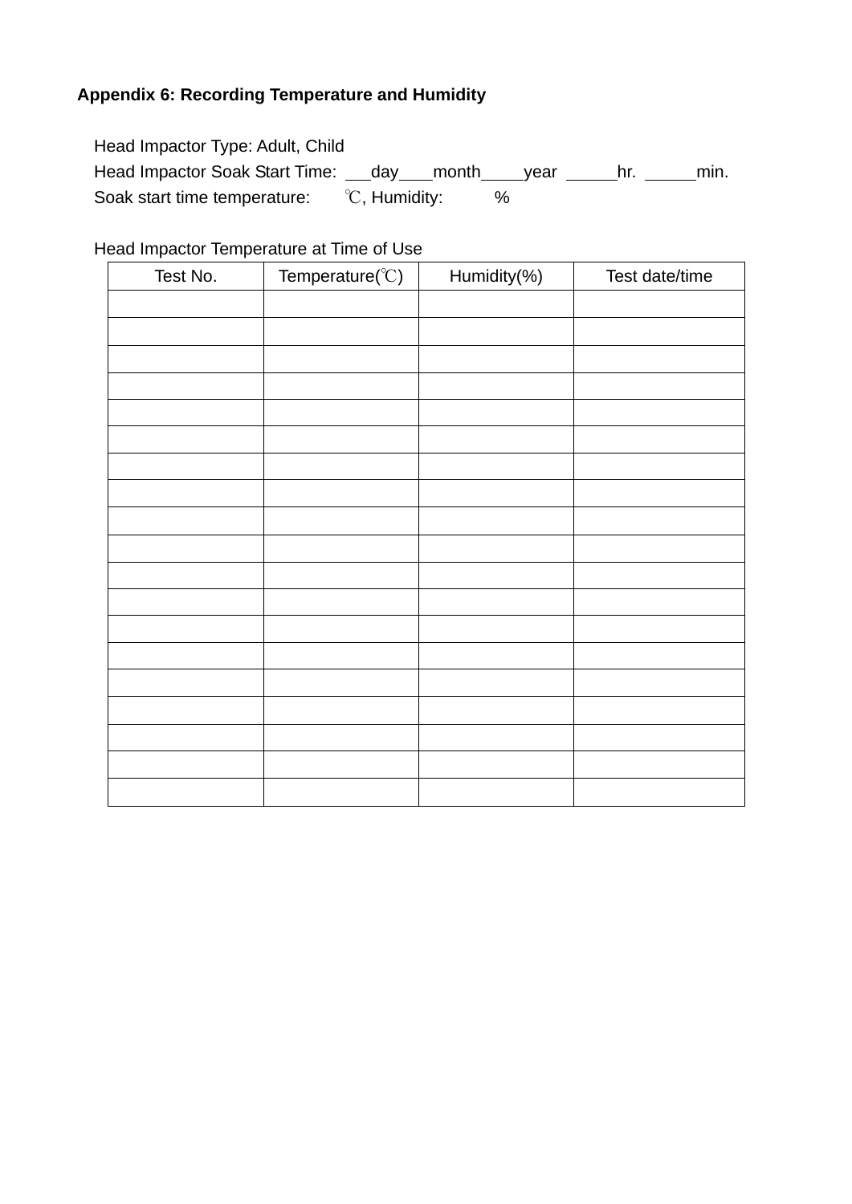**Appendix 6: Recording Temperature and Humidity**

Head Impactor Type: Adult, Child

Head Impactor Soak Start Time: \_\_\_day\_\_\_month\_\_\_\_\_year \_\_\_\_\_\_hr. \_\_\_\_\_\_min.

Soak start time temperature: ℃, Humidity: %

Head Impactor Temperature at Time of Use

| Test No. | Temperature(℃) | Humidity(%) | Test date/time |
|---|---|---|---|
| | | | |
| | | | |
| | | | |
| | | | |
| | | | |
| | | | |
| | | | |
| | | | |
| | | | |
| | | | |
| | | | |
| | | | |
| | | | |
| | | | |
| | | | |
| | | | |
| | | | |
| | | | |
| | | | |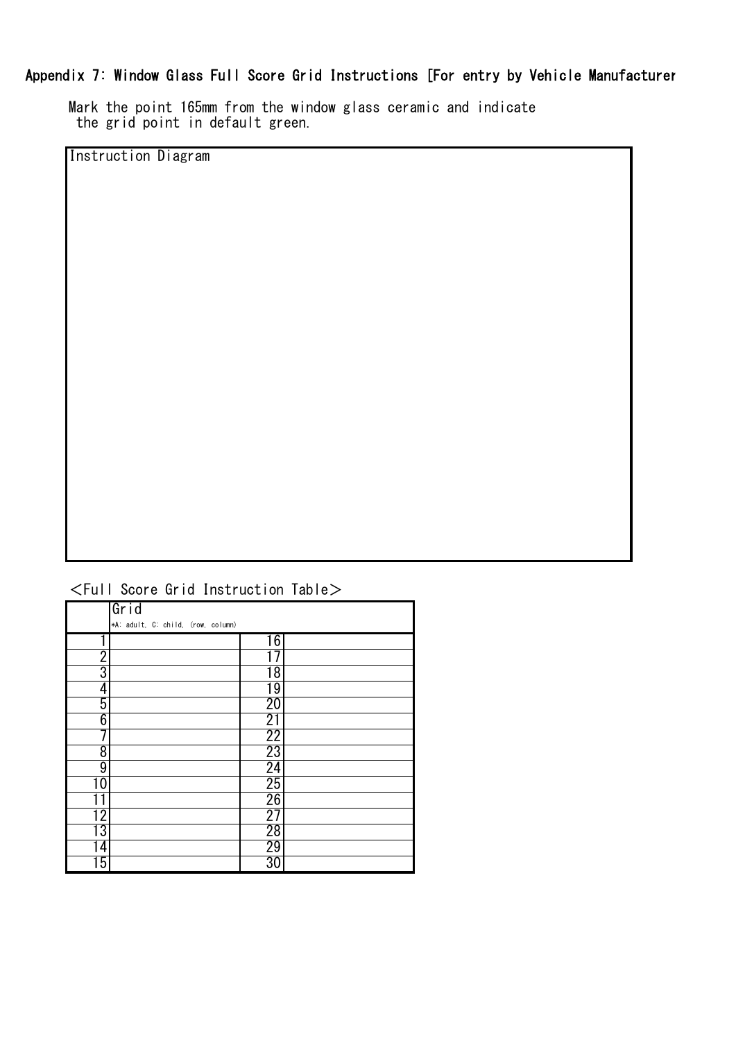# Appendix 7: Window Glass Full Score Grid Instructions [For entry by Vehicle Manufacturer

Mark the point 165mm from the window glass ceramic and indicate the grid point in default green.

Instruction Diagram

<Full Score Grid Instruction Table>

| | Grid<br>*A: adult, C: child, (row, column) | | |
|---|---|---|---|
| 1 | | 16 | |
| 2 | | 17 | |
| 3 | | 18 | |
| 4 | | 19 | |
| 5 | | 20 | |
| 6 | | 21 | |
| 7 | | 22 | |
| 8 | | 23 | |
| 9 | | 24 | |
| 10 | | 25 | |
| 11 | | 26 | |
| 12 | | 27 | |
| 13 | | 28 | |
| 14 | | 29 | |
| 15 | | 30 | |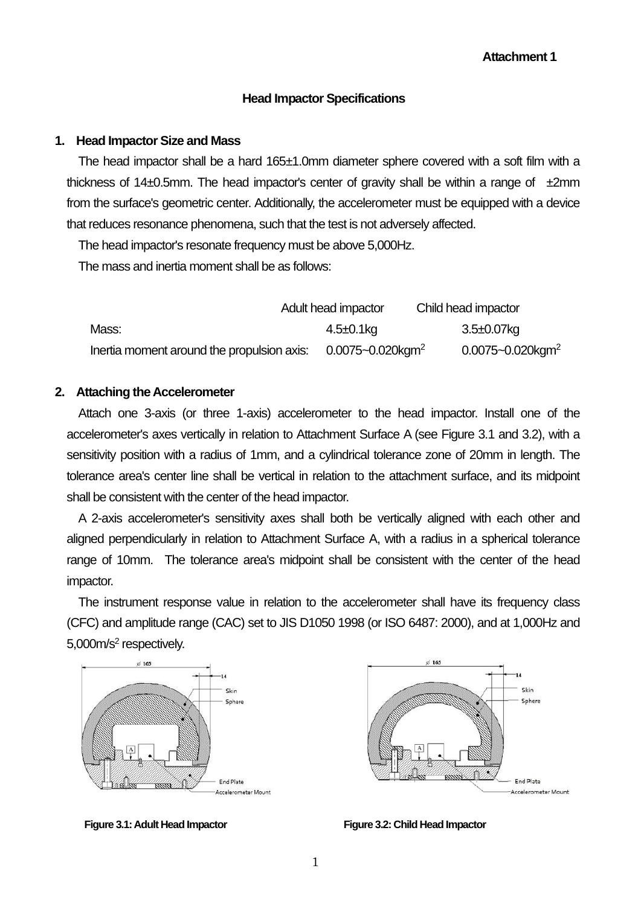**Attachment 1**

## Head Impactor Specifications

### 1. Head Impactor Size and Mass

The head impactor shall be a hard 165±1.0mm diameter sphere covered with a soft film with a thickness of 14±0.5mm. The head impactor's center of gravity shall be within a range of ±2mm from the surface's geometric center. Additionally, the accelerometer must be equipped with a device that reduces resonance phenomena, such that the test is not adversely affected.

The head impactor's resonate frequency must be above 5,000Hz.

The mass and inertia moment shall be as follows:

| | Adult head impactor | Child head impactor |
|---|---|---|
| Mass: | 4.5±0.1kg | 3.5±0.07kg |
| Inertia moment around the propulsion axis: | 0.0075~0.020kgm$^2$ | 0.0075~0.020kgm$^2$ |

### 2. Attaching the Accelerometer

Attach one 3-axis (or three 1-axis) accelerometer to the head impactor. Install one of the accelerometer's axes vertically in relation to Attachment Surface A (see Figure 3.1 and 3.2), with a sensitivity position with a radius of 1mm, and a cylindrical tolerance zone of 20mm in length. The tolerance area's center line shall be vertical in relation to the attachment surface, and its midpoint shall be consistent with the center of the head impactor.

A 2-axis accelerometer's sensitivity axes shall both be vertically aligned with each other and aligned perpendicularly in relation to Attachment Surface A, with a radius in a spherical tolerance range of 10mm. The tolerance area's midpoint shall be consistent with the center of the head impactor.

The instrument response value in relation to the accelerometer shall have its frequency class (CFC) and amplitude range (CAC) set to JIS D1050 1998 (or ISO 6487: 2000), and at 1,000Hz and 5,000m/s$^2$ respectively.

**Figure 3.1: Adult Head Impactor**

**Figure 3.2: Child Head Impactor**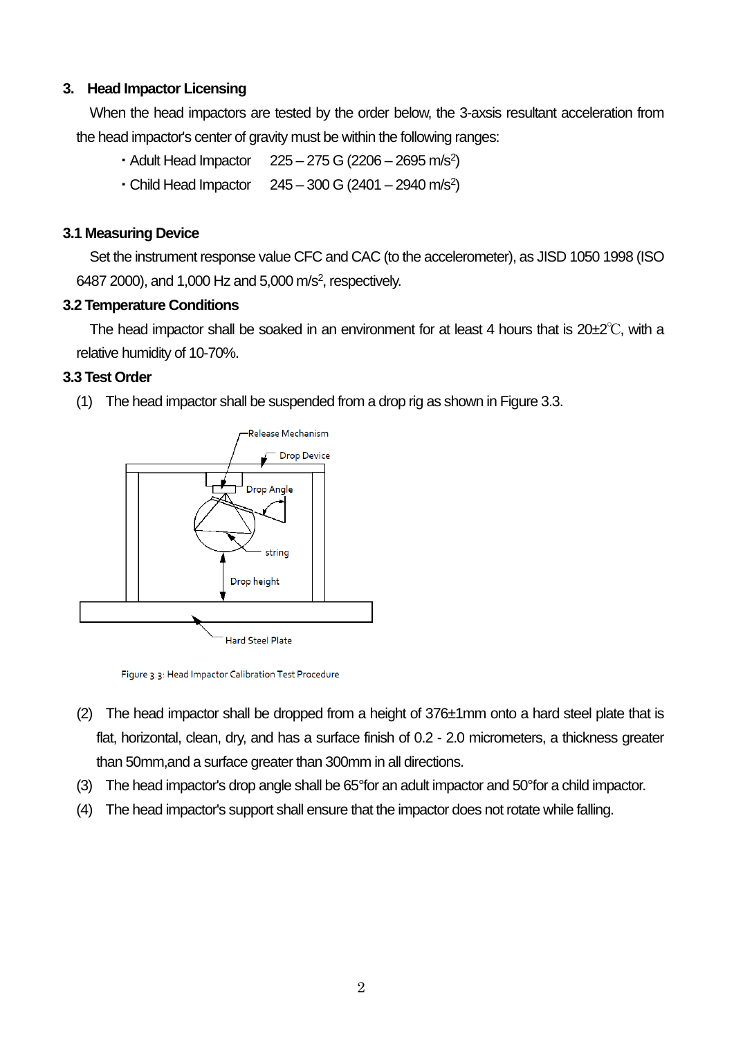## 3. Head Impactor Licensing

When the head impactors are tested by the order below, the 3-axsis resultant acceleration from the head impactor's center of gravity must be within the following ranges:

- Adult Head Impactor 225 – 275 G (2206 – 2695 $m/s^2$)
- Child Head Impactor 245 – 300 G (2401 – 2940 $m/s^2$)

### 3.1 Measuring Device

Set the instrument response value CFC and CAC (to the accelerometer), as JISD 1050 1998 (ISO 6487 2000), and 1,000 Hz and 5,000 $m/s^2$, respectively.

### 3.2 Temperature Conditions

The head impactor shall be soaked in an environment for at least 4 hours that is 20±2℃, with a relative humidity of 10-70%.

### 3.3 Test Order

(1) The head impactor shall be suspended from a drop rig as shown in Figure 3.3.

Release Mechanism

Drop Device

Drop Angle

string

Drop height

Hard Steel Plate

Figure 3.3: Head Impactor Calibration Test Procedure

(2) The head impactor shall be dropped from a height of 376±1mm onto a hard steel plate that is flat, horizontal, clean, dry, and has a surface finish of 0.2 - 2.0 micrometers, a thickness greater than 50mm,and a surface greater than 300mm in all directions.

(3) The head impactor's drop angle shall be 65°for an adult impactor and 50°for a child impactor.

(4) The head impactor's support shall ensure that the impactor does not rotate while falling.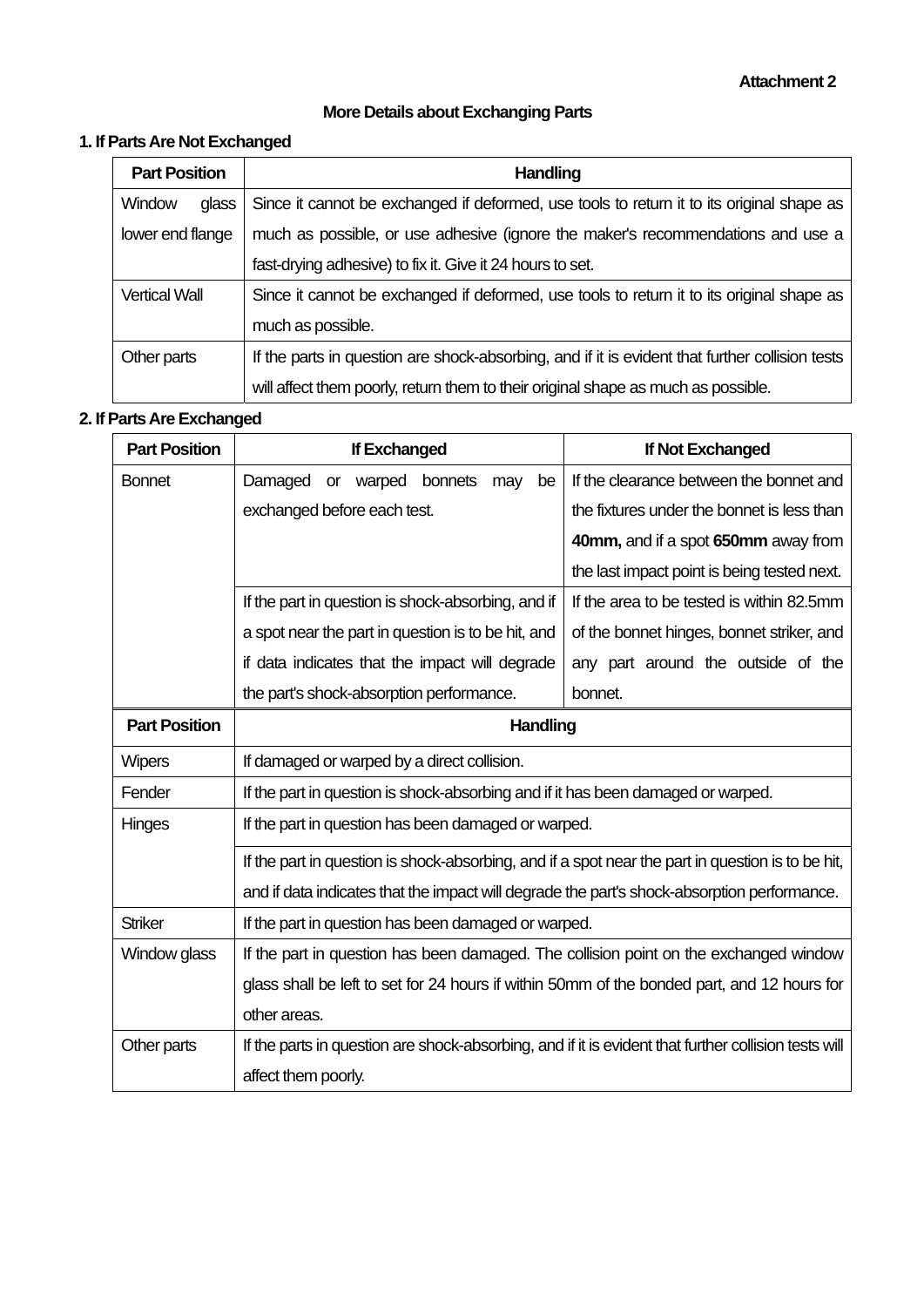**Attachment 2**

**More Details about Exchanging Parts**

**1. If Parts Are Not Exchanged**

| Part Position | Handling |
|---|---|
| Window glass lower end flange | Since it cannot be exchanged if deformed, use tools to return it to its original shape as much as possible, or use adhesive (ignore the maker's recommendations and use a fast-drying adhesive) to fix it. Give it 24 hours to set. |
| Vertical Wall | Since it cannot be exchanged if deformed, use tools to return it to its original shape as much as possible. |
| Other parts | If the parts in question are shock-absorbing, and if it is evident that further collision tests will affect them poorly, return them to their original shape as much as possible. |

**2. If Parts Are Exchanged**

| Part Position | If Exchanged | If Not Exchanged |
|---|---|---|
| Bonnet | Damaged or warped bonnets may be exchanged before each test. | If the clearance between the bonnet and the fixtures under the bonnet is less than **40mm,** and if a spot **650mm** away from the last impact point is being tested next. |
| | If the part in question is shock-absorbing, and if a spot near the part in question is to be hit, and if data indicates that the impact will degrade the part's shock-absorption performance. | If the area to be tested is within 82.5mm of the bonnet hinges, bonnet striker, and any part around the outside of the bonnet. |

| Part Position | Handling |
|---|---|
| Wipers | If damaged or warped by a direct collision. |
| Fender | If the part in question is shock-absorbing and if it has been damaged or warped. |
| Hinges | If the part in question has been damaged or warped. |
| | If the part in question is shock-absorbing, and if a spot near the part in question is to be hit, and if data indicates that the impact will degrade the part's shock-absorption performance. |
| Striker | If the part in question has been damaged or warped. |
| Window glass | If the part in question has been damaged. The collision point on the exchanged window glass shall be left to set for 24 hours if within 50mm of the bonded part, and 12 hours for other areas. |
| Other parts | If the parts in question are shock-absorbing, and if it is evident that further collision tests will affect them poorly. |